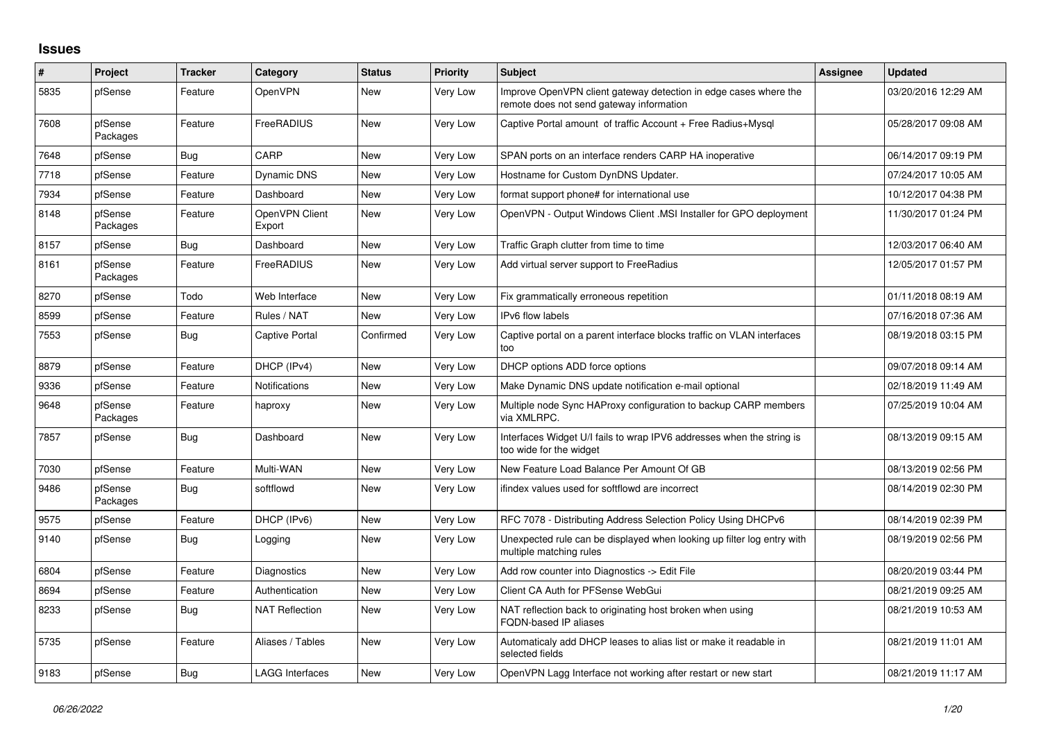## Issues

| # | Project | Tracker | Category | Status | Priority | Subject | Assignee | Updated |
|---|---|---|---|---|---|---|---|---|
| 5835 | pfSense | Feature | OpenVPN | New | Very Low | Improve OpenVPN client gateway detection in edge cases where the remote does not send gateway information | | 03/20/2016 12:29 AM |
| 7608 | pfSense Packages | Feature | FreeRADIUS | New | Very Low | Captive Portal amount of traffic Account + Free Radius+Mysql | | 05/28/2017 09:08 AM |
| 7648 | pfSense | Bug | CARP | New | Very Low | SPAN ports on an interface renders CARP HA inoperative | | 06/14/2017 09:19 PM |
| 7718 | pfSense | Feature | Dynamic DNS | New | Very Low | Hostname for Custom DynDNS Updater. | | 07/24/2017 10:05 AM |
| 7934 | pfSense | Feature | Dashboard | New | Very Low | format support phone# for international use | | 10/12/2017 04:38 PM |
| 8148 | pfSense Packages | Feature | OpenVPN Client Export | New | Very Low | OpenVPN - Output Windows Client .MSI Installer for GPO deployment | | 11/30/2017 01:24 PM |
| 8157 | pfSense | Bug | Dashboard | New | Very Low | Traffic Graph clutter from time to time | | 12/03/2017 06:40 AM |
| 8161 | pfSense Packages | Feature | FreeRADIUS | New | Very Low | Add virtual server support to FreeRadius | | 12/05/2017 01:57 PM |
| 8270 | pfSense | Todo | Web Interface | New | Very Low | Fix grammatically erroneous repetition | | 01/11/2018 08:19 AM |
| 8599 | pfSense | Feature | Rules / NAT | New | Very Low | IPv6 flow labels | | 07/16/2018 07:36 AM |
| 7553 | pfSense | Bug | Captive Portal | Confirmed | Very Low | Captive portal on a parent interface blocks traffic on VLAN interfaces too | | 08/19/2018 03:15 PM |
| 8879 | pfSense | Feature | DHCP (IPv4) | New | Very Low | DHCP options ADD force options | | 09/07/2018 09:14 AM |
| 9336 | pfSense | Feature | Notifications | New | Very Low | Make Dynamic DNS update notification e-mail optional | | 02/18/2019 11:49 AM |
| 9648 | pfSense Packages | Feature | haproxy | New | Very Low | Multiple node Sync HAProxy configuration to backup CARP members via XMLRPC. | | 07/25/2019 10:04 AM |
| 7857 | pfSense | Bug | Dashboard | New | Very Low | Interfaces Widget U/I fails to wrap IPV6 addresses when the string is too wide for the widget | | 08/13/2019 09:15 AM |
| 7030 | pfSense | Feature | Multi-WAN | New | Very Low | New Feature Load Balance Per Amount Of GB | | 08/13/2019 02:56 PM |
| 9486 | pfSense Packages | Bug | softflowd | New | Very Low | ifindex values used for softflowd are incorrect | | 08/14/2019 02:30 PM |
| 9575 | pfSense | Feature | DHCP (IPv6) | New | Very Low | RFC 7078 - Distributing Address Selection Policy Using DHCPv6 | | 08/14/2019 02:39 PM |
| 9140 | pfSense | Bug | Logging | New | Very Low | Unexpected rule can be displayed when looking up filter log entry with multiple matching rules | | 08/19/2019 02:56 PM |
| 6804 | pfSense | Feature | Diagnostics | New | Very Low | Add row counter into Diagnostics -> Edit File | | 08/20/2019 03:44 PM |
| 8694 | pfSense | Feature | Authentication | New | Very Low | Client CA Auth for PFSense WebGui | | 08/21/2019 09:25 AM |
| 8233 | pfSense | Bug | NAT Reflection | New | Very Low | NAT reflection back to originating host broken when using FQDN-based IP aliases | | 08/21/2019 10:53 AM |
| 5735 | pfSense | Feature | Aliases / Tables | New | Very Low | Automaticaly add DHCP leases to alias list or make it readable in selected fields | | 08/21/2019 11:01 AM |
| 9183 | pfSense | Bug | LAGG Interfaces | New | Very Low | OpenVPN Lagg Interface not working after restart or new start | | 08/21/2019 11:17 AM |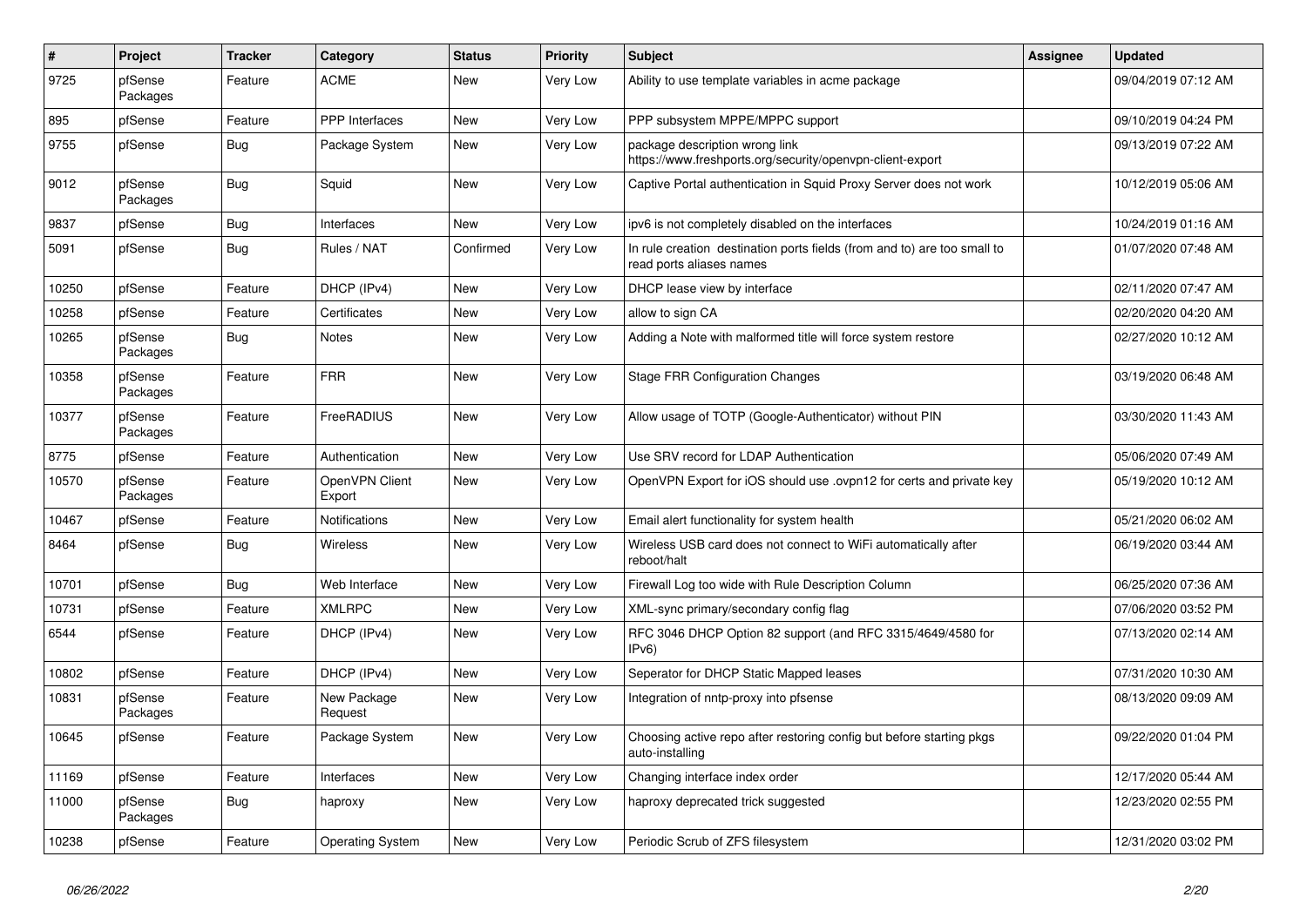| # | Project | Tracker | Category | Status | Priority | Subject | Assignee | Updated |
|---|---|---|---|---|---|---|---|---|
| 9725 | pfSense Packages | Feature | ACME | New | Very Low | Ability to use template variables in acme package | | 09/04/2019 07:12 AM |
| 895 | pfSense | Feature | PPP Interfaces | New | Very Low | PPP subsystem MPPE/MPPC support | | 09/10/2019 04:24 PM |
| 9755 | pfSense | Bug | Package System | New | Very Low | package description wrong link https://www.freshports.org/security/openvpn-client-export | | 09/13/2019 07:22 AM |
| 9012 | pfSense Packages | Bug | Squid | New | Very Low | Captive Portal authentication in Squid Proxy Server does not work | | 10/12/2019 05:06 AM |
| 9837 | pfSense | Bug | Interfaces | New | Very Low | ipv6 is not completely disabled on the interfaces | | 10/24/2019 01:16 AM |
| 5091 | pfSense | Bug | Rules / NAT | Confirmed | Very Low | In rule creation destination ports fields (from and to) are too small to read ports aliases names | | 01/07/2020 07:48 AM |
| 10250 | pfSense | Feature | DHCP (IPv4) | New | Very Low | DHCP lease view by interface | | 02/11/2020 07:47 AM |
| 10258 | pfSense | Feature | Certificates | New | Very Low | allow to sign CA | | 02/20/2020 04:20 AM |
| 10265 | pfSense Packages | Bug | Notes | New | Very Low | Adding a Note with malformed title will force system restore | | 02/27/2020 10:12 AM |
| 10358 | pfSense Packages | Feature | FRR | New | Very Low | Stage FRR Configuration Changes | | 03/19/2020 06:48 AM |
| 10377 | pfSense Packages | Feature | FreeRADIUS | New | Very Low | Allow usage of TOTP (Google-Authenticator) without PIN | | 03/30/2020 11:43 AM |
| 8775 | pfSense | Feature | Authentication | New | Very Low | Use SRV record for LDAP Authentication | | 05/06/2020 07:49 AM |
| 10570 | pfSense Packages | Feature | OpenVPN Client Export | New | Very Low | OpenVPN Export for iOS should use .ovpn12 for certs and private key | | 05/19/2020 10:12 AM |
| 10467 | pfSense | Feature | Notifications | New | Very Low | Email alert functionality for system health | | 05/21/2020 06:02 AM |
| 8464 | pfSense | Bug | Wireless | New | Very Low | Wireless USB card does not connect to WiFi automatically after reboot/halt | | 06/19/2020 03:44 AM |
| 10701 | pfSense | Bug | Web Interface | New | Very Low | Firewall Log too wide with Rule Description Column | | 06/25/2020 07:36 AM |
| 10731 | pfSense | Feature | XMLRPC | New | Very Low | XML-sync primary/secondary config flag | | 07/06/2020 03:52 PM |
| 6544 | pfSense | Feature | DHCP (IPv4) | New | Very Low | RFC 3046 DHCP Option 82 support (and RFC 3315/4649/4580 for IPv6) | | 07/13/2020 02:14 AM |
| 10802 | pfSense | Feature | DHCP (IPv4) | New | Very Low | Seperator for DHCP Static Mapped leases | | 07/31/2020 10:30 AM |
| 10831 | pfSense Packages | Feature | New Package Request | New | Very Low | Integration of nntp-proxy into pfsense | | 08/13/2020 09:09 AM |
| 10645 | pfSense | Feature | Package System | New | Very Low | Choosing active repo after restoring config but before starting pkgs auto-installing | | 09/22/2020 01:04 PM |
| 11169 | pfSense | Feature | Interfaces | New | Very Low | Changing interface index order | | 12/17/2020 05:44 AM |
| 11000 | pfSense Packages | Bug | haproxy | New | Very Low | haproxy deprecated trick suggested | | 12/23/2020 02:55 PM |
| 10238 | pfSense | Feature | Operating System | New | Very Low | Periodic Scrub of ZFS filesystem | | 12/31/2020 03:02 PM |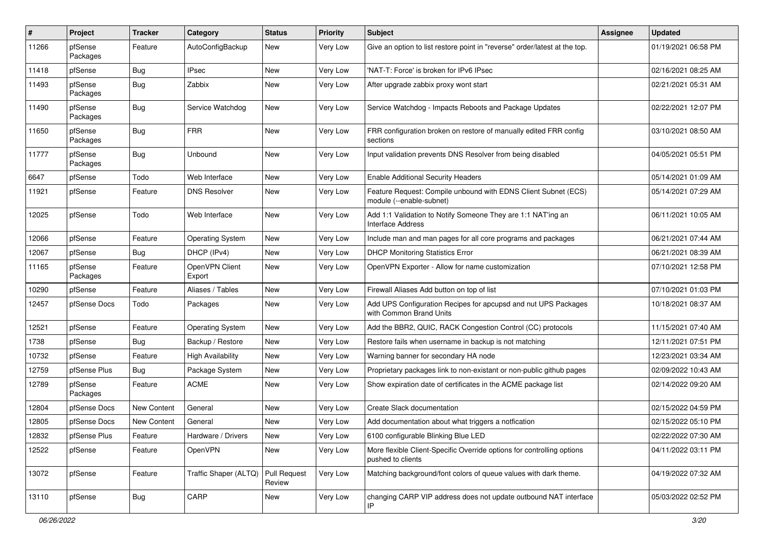| # | Project | Tracker | Category | Status | Priority | Subject | Assignee | Updated |
| --- | --- | --- | --- | --- | --- | --- | --- | --- |
| 11266 | pfSense Packages | Feature | AutoConfigBackup | New | Very Low | Give an option to list restore point in "reverse" order/latest at the top. | | 01/19/2021 06:58 PM |
| 11418 | pfSense | Bug | IPsec | New | Very Low | 'NAT-T: Force' is broken for IPv6 IPsec | | 02/16/2021 08:25 AM |
| 11493 | pfSense Packages | Bug | Zabbix | New | Very Low | After upgrade zabbix proxy wont start | | 02/21/2021 05:31 AM |
| 11490 | pfSense Packages | Bug | Service Watchdog | New | Very Low | Service Watchdog - Impacts Reboots and Package Updates | | 02/22/2021 12:07 PM |
| 11650 | pfSense Packages | Bug | FRR | New | Very Low | FRR configuration broken on restore of manually edited FRR config sections | | 03/10/2021 08:50 AM |
| 11777 | pfSense Packages | Bug | Unbound | New | Very Low | Input validation prevents DNS Resolver from being disabled | | 04/05/2021 05:51 PM |
| 6647 | pfSense | Todo | Web Interface | New | Very Low | Enable Additional Security Headers | | 05/14/2021 01:09 AM |
| 11921 | pfSense | Feature | DNS Resolver | New | Very Low | Feature Request: Compile unbound with EDNS Client Subnet (ECS) module (--enable-subnet) | | 05/14/2021 07:29 AM |
| 12025 | pfSense | Todo | Web Interface | New | Very Low | Add 1:1 Validation to Notify Someone They are 1:1 NAT'ing an Interface Address | | 06/11/2021 10:05 AM |
| 12066 | pfSense | Feature | Operating System | New | Very Low | Include man and man pages for all core programs and packages | | 06/21/2021 07:44 AM |
| 12067 | pfSense | Bug | DHCP (IPv4) | New | Very Low | DHCP Monitoring Statistics Error | | 06/21/2021 08:39 AM |
| 11165 | pfSense Packages | Feature | OpenVPN Client Export | New | Very Low | OpenVPN Exporter - Allow for name customization | | 07/10/2021 12:58 PM |
| 10290 | pfSense | Feature | Aliases / Tables | New | Very Low | Firewall Aliases Add button on top of list | | 07/10/2021 01:03 PM |
| 12457 | pfSense Docs | Todo | Packages | New | Very Low | Add UPS Configuration Recipes for apcupsd and nut UPS Packages with Common Brand Units | | 10/18/2021 08:37 AM |
| 12521 | pfSense | Feature | Operating System | New | Very Low | Add the BBR2, QUIC, RACK Congestion Control (CC) protocols | | 11/15/2021 07:40 AM |
| 1738 | pfSense | Bug | Backup / Restore | New | Very Low | Restore fails when username in backup is not matching | | 12/11/2021 07:51 PM |
| 10732 | pfSense | Feature | High Availability | New | Very Low | Warning banner for secondary HA node | | 12/23/2021 03:34 AM |
| 12759 | pfSense Plus | Bug | Package System | New | Very Low | Proprietary packages link to non-existant or non-public github pages | | 02/09/2022 10:43 AM |
| 12789 | pfSense Packages | Feature | ACME | New | Very Low | Show expiration date of certificates in the ACME package list | | 02/14/2022 09:20 AM |
| 12804 | pfSense Docs | New Content | General | New | Very Low | Create Slack documentation | | 02/15/2022 04:59 PM |
| 12805 | pfSense Docs | New Content | General | New | Very Low | Add documentation about what triggers a notfication | | 02/15/2022 05:10 PM |
| 12832 | pfSense Plus | Feature | Hardware / Drivers | New | Very Low | 6100 configurable Blinking Blue LED | | 02/22/2022 07:30 AM |
| 12522 | pfSense | Feature | OpenVPN | New | Very Low | More flexible Client-Specific Override options for controlling options pushed to clients | | 04/11/2022 03:11 PM |
| 13072 | pfSense | Feature | Traffic Shaper (ALTQ) | Pull Request Review | Very Low | Matching background/font colors of queue values with dark theme. | | 04/19/2022 07:32 AM |
| 13110 | pfSense | Bug | CARP | New | Very Low | changing CARP VIP address does not update outbound NAT interface IP | | 05/03/2022 02:52 PM |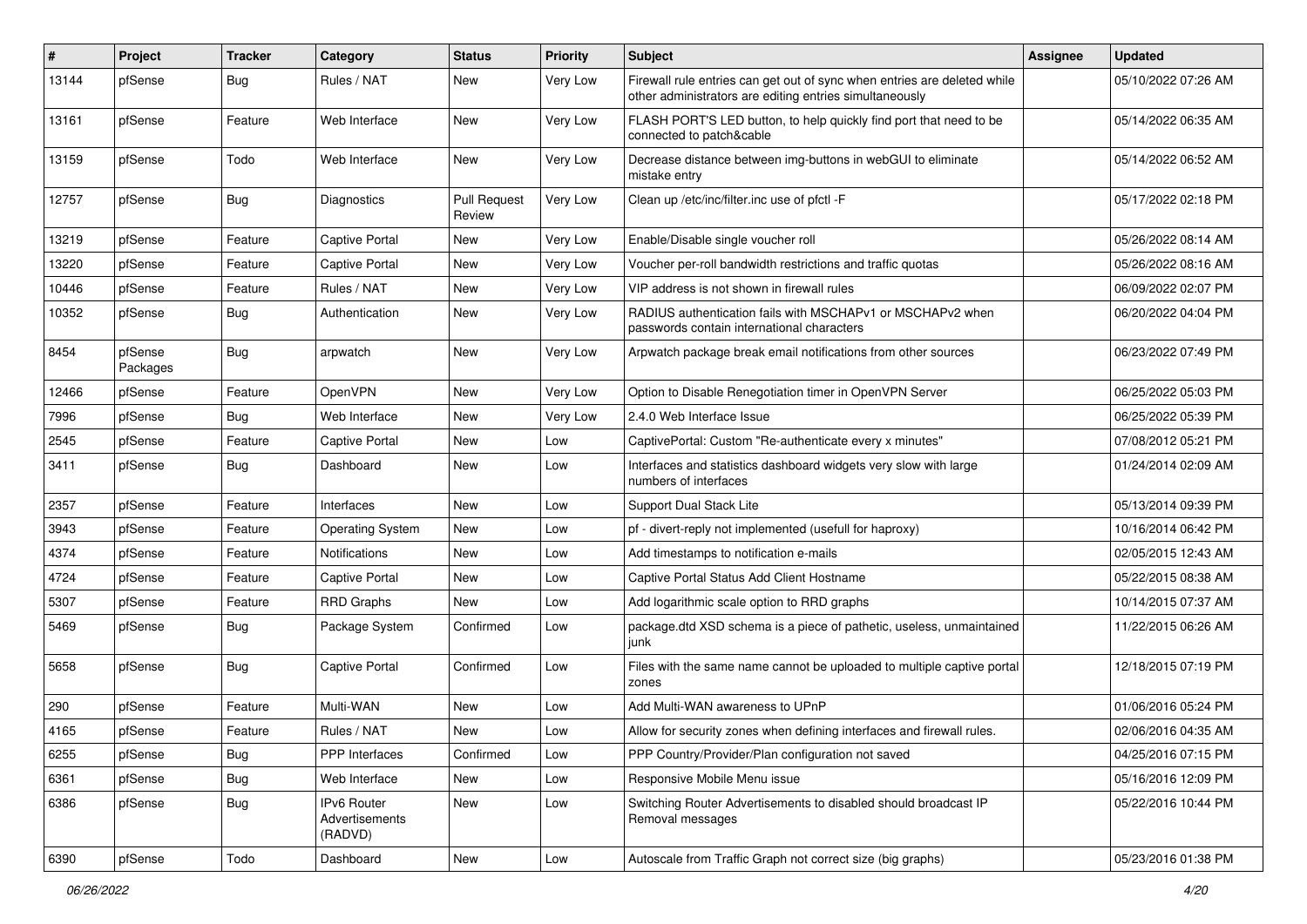| # | Project | Tracker | Category | Status | Priority | Subject | Assignee | Updated |
|---|---|---|---|---|---|---|---|---|
| 13144 | pfSense | Bug | Rules / NAT | New | Very Low | Firewall rule entries can get out of sync when entries are deleted while other administrators are editing entries simultaneously | | 05/10/2022 07:26 AM |
| 13161 | pfSense | Feature | Web Interface | New | Very Low | FLASH PORT'S LED button, to help quickly find port that need to be connected to patch&cable | | 05/14/2022 06:35 AM |
| 13159 | pfSense | Todo | Web Interface | New | Very Low | Decrease distance between img-buttons in webGUI to eliminate mistake entry | | 05/14/2022 06:52 AM |
| 12757 | pfSense | Bug | Diagnostics | Pull Request Review | Very Low | Clean up /etc/inc/filter.inc use of pfctl -F | | 05/17/2022 02:18 PM |
| 13219 | pfSense | Feature | Captive Portal | New | Very Low | Enable/Disable single voucher roll | | 05/26/2022 08:14 AM |
| 13220 | pfSense | Feature | Captive Portal | New | Very Low | Voucher per-roll bandwidth restrictions and traffic quotas | | 05/26/2022 08:16 AM |
| 10446 | pfSense | Feature | Rules / NAT | New | Very Low | VIP address is not shown in firewall rules | | 06/09/2022 02:07 PM |
| 10352 | pfSense | Bug | Authentication | New | Very Low | RADIUS authentication fails with MSCHAPv1 or MSCHAPv2 when passwords contain international characters | | 06/20/2022 04:04 PM |
| 8454 | pfSense Packages | Bug | arpwatch | New | Very Low | Arpwatch package break email notifications from other sources | | 06/23/2022 07:49 PM |
| 12466 | pfSense | Feature | OpenVPN | New | Very Low | Option to Disable Renegotiation timer in OpenVPN Server | | 06/25/2022 05:03 PM |
| 7996 | pfSense | Bug | Web Interface | New | Very Low | 2.4.0 Web Interface Issue | | 06/25/2022 05:39 PM |
| 2545 | pfSense | Feature | Captive Portal | New | Low | CaptivePortal: Custom "Re-authenticate every x minutes" | | 07/08/2012 05:21 PM |
| 3411 | pfSense | Bug | Dashboard | New | Low | Interfaces and statistics dashboard widgets very slow with large numbers of interfaces | | 01/24/2014 02:09 AM |
| 2357 | pfSense | Feature | Interfaces | New | Low | Support Dual Stack Lite | | 05/13/2014 09:39 PM |
| 3943 | pfSense | Feature | Operating System | New | Low | pf - divert-reply not implemented (usefull for haproxy) | | 10/16/2014 06:42 PM |
| 4374 | pfSense | Feature | Notifications | New | Low | Add timestamps to notification e-mails | | 02/05/2015 12:43 AM |
| 4724 | pfSense | Feature | Captive Portal | New | Low | Captive Portal Status Add Client Hostname | | 05/22/2015 08:38 AM |
| 5307 | pfSense | Feature | RRD Graphs | New | Low | Add logarithmic scale option to RRD graphs | | 10/14/2015 07:37 AM |
| 5469 | pfSense | Bug | Package System | Confirmed | Low | package.dtd XSD schema is a piece of pathetic, useless, unmaintained junk | | 11/22/2015 06:26 AM |
| 5658 | pfSense | Bug | Captive Portal | Confirmed | Low | Files with the same name cannot be uploaded to multiple captive portal zones | | 12/18/2015 07:19 PM |
| 290 | pfSense | Feature | Multi-WAN | New | Low | Add Multi-WAN awareness to UPnP | | 01/06/2016 05:24 PM |
| 4165 | pfSense | Feature | Rules / NAT | New | Low | Allow for security zones when defining interfaces and firewall rules. | | 02/06/2016 04:35 AM |
| 6255 | pfSense | Bug | PPP Interfaces | Confirmed | Low | PPP Country/Provider/Plan configuration not saved | | 04/25/2016 07:15 PM |
| 6361 | pfSense | Bug | Web Interface | New | Low | Responsive Mobile Menu issue | | 05/16/2016 12:09 PM |
| 6386 | pfSense | Bug | IPv6 Router Advertisements (RADVD) | New | Low | Switching Router Advertisements to disabled should broadcast IP Removal messages | | 05/22/2016 10:44 PM |
| 6390 | pfSense | Todo | Dashboard | New | Low | Autoscale from Traffic Graph not correct size (big graphs) | | 05/23/2016 01:38 PM |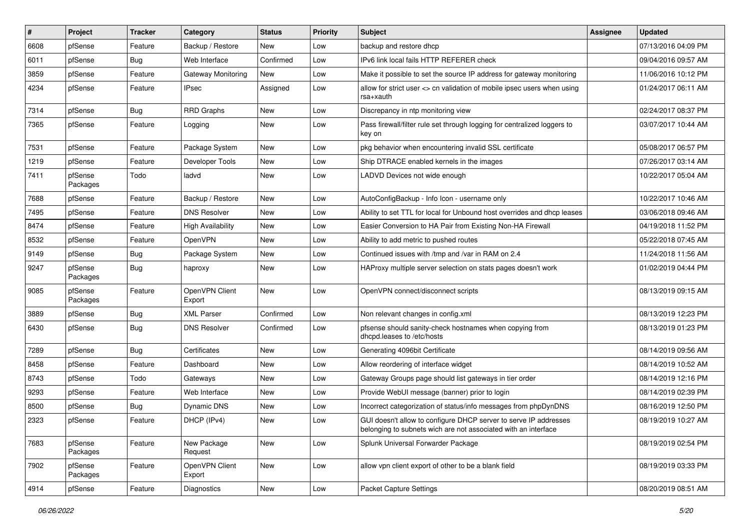| # | Project | Tracker | Category | Status | Priority | Subject | Assignee | Updated |
|---|---|---|---|---|---|---|---|---|
| 6608 | pfSense | Feature | Backup / Restore | New | Low | backup and restore dhcp | | 07/13/2016 04:09 PM |
| 6011 | pfSense | Bug | Web Interface | Confirmed | Low | IPv6 link local fails HTTP REFERER check | | 09/04/2016 09:57 AM |
| 3859 | pfSense | Feature | Gateway Monitoring | New | Low | Make it possible to set the source IP address for gateway monitoring | | 11/06/2016 10:12 PM |
| 4234 | pfSense | Feature | IPsec | Assigned | Low | allow for strict user <> cn validation of mobile ipsec users when using rsa+xauth | | 01/24/2017 06:11 AM |
| 7314 | pfSense | Bug | RRD Graphs | New | Low | Discrepancy in ntp monitoring view | | 02/24/2017 08:37 PM |
| 7365 | pfSense | Feature | Logging | New | Low | Pass firewall/filter rule set through logging for centralized loggers to key on | | 03/07/2017 10:44 AM |
| 7531 | pfSense | Feature | Package System | New | Low | pkg behavior when encountering invalid SSL certificate | | 05/08/2017 06:57 PM |
| 1219 | pfSense | Feature | Developer Tools | New | Low | Ship DTRACE enabled kernels in the images | | 07/26/2017 03:14 AM |
| 7411 | pfSense Packages | Todo | ladvd | New | Low | LADVD Devices not wide enough | | 10/22/2017 05:04 AM |
| 7688 | pfSense | Feature | Backup / Restore | New | Low | AutoConfigBackup - Info Icon - username only | | 10/22/2017 10:46 AM |
| 7495 | pfSense | Feature | DNS Resolver | New | Low | Ability to set TTL for local for Unbound host overrides and dhcp leases | | 03/06/2018 09:46 AM |
| 8474 | pfSense | Feature | High Availability | New | Low | Easier Conversion to HA Pair from Existing Non-HA Firewall | | 04/19/2018 11:52 PM |
| 8532 | pfSense | Feature | OpenVPN | New | Low | Ability to add metric to pushed routes | | 05/22/2018 07:45 AM |
| 9149 | pfSense | Bug | Package System | New | Low | Continued issues with /tmp and /var in RAM on 2.4 | | 11/24/2018 11:56 AM |
| 9247 | pfSense Packages | Bug | haproxy | New | Low | HAProxy multiple server selection on stats pages doesn't work | | 01/02/2019 04:44 PM |
| 9085 | pfSense Packages | Feature | OpenVPN Client Export | New | Low | OpenVPN connect/disconnect scripts | | 08/13/2019 09:15 AM |
| 3889 | pfSense | Bug | XML Parser | Confirmed | Low | Non relevant changes in config.xml | | 08/13/2019 12:23 PM |
| 6430 | pfSense | Bug | DNS Resolver | Confirmed | Low | pfsense should sanity-check hostnames when copying from dhcpd.leases to /etc/hosts | | 08/13/2019 01:23 PM |
| 7289 | pfSense | Bug | Certificates | New | Low | Generating 4096bit Certificate | | 08/14/2019 09:56 AM |
| 8458 | pfSense | Feature | Dashboard | New | Low | Allow reordering of interface widget | | 08/14/2019 10:52 AM |
| 8743 | pfSense | Todo | Gateways | New | Low | Gateway Groups page should list gateways in tier order | | 08/14/2019 12:16 PM |
| 9293 | pfSense | Feature | Web Interface | New | Low | Provide WebUI message (banner) prior to login | | 08/14/2019 02:39 PM |
| 8500 | pfSense | Bug | Dynamic DNS | New | Low | Incorrect categorization of status/info messages from phpDynDNS | | 08/16/2019 12:50 PM |
| 2323 | pfSense | Feature | DHCP (IPv4) | New | Low | GUI doesn't allow to configure DHCP server to serve IP addresses belonging to subnets wich are not associated with an interface | | 08/19/2019 10:27 AM |
| 7683 | pfSense Packages | Feature | New Package Request | New | Low | Splunk Universal Forwarder Package | | 08/19/2019 02:54 PM |
| 7902 | pfSense Packages | Feature | OpenVPN Client Export | New | Low | allow vpn client export of other to be a blank field | | 08/19/2019 03:33 PM |
| 4914 | pfSense | Feature | Diagnostics | New | Low | Packet Capture Settings | | 08/20/2019 08:51 AM |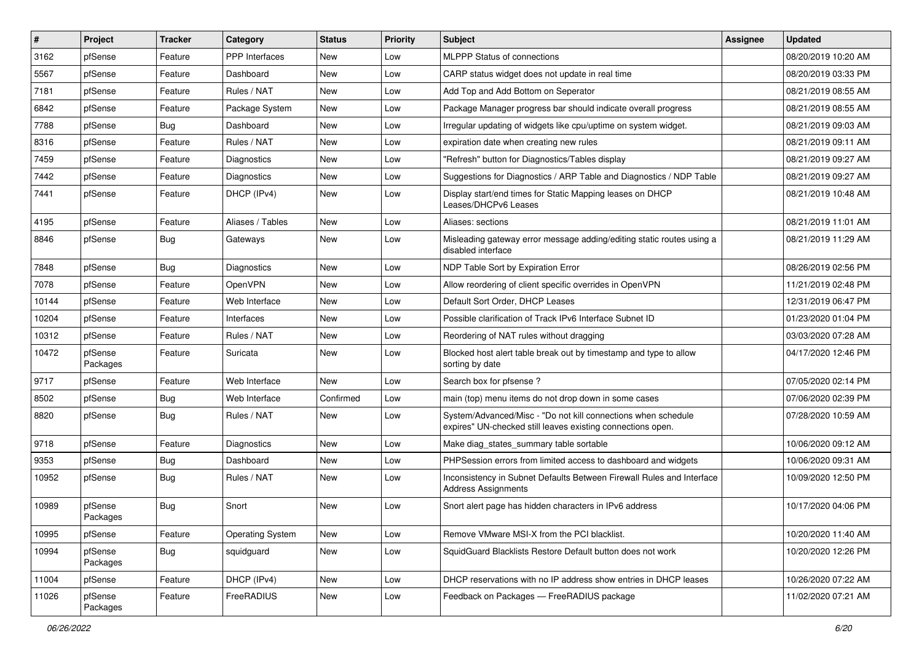| # | Project | Tracker | Category | Status | Priority | Subject | Assignee | Updated |
|---|---|---|---|---|---|---|---|---|
| 3162 | pfSense | Feature | PPP Interfaces | New | Low | MLPPP Status of connections | | 08/20/2019 10:20 AM |
| 5567 | pfSense | Feature | Dashboard | New | Low | CARP status widget does not update in real time | | 08/20/2019 03:33 PM |
| 7181 | pfSense | Feature | Rules / NAT | New | Low | Add Top and Add Bottom on Seperator | | 08/21/2019 08:55 AM |
| 6842 | pfSense | Feature | Package System | New | Low | Package Manager progress bar should indicate overall progress | | 08/21/2019 08:55 AM |
| 7788 | pfSense | Bug | Dashboard | New | Low | Irregular updating of widgets like cpu/uptime on system widget. | | 08/21/2019 09:03 AM |
| 8316 | pfSense | Feature | Rules / NAT | New | Low | expiration date when creating new rules | | 08/21/2019 09:11 AM |
| 7459 | pfSense | Feature | Diagnostics | New | Low | "Refresh" button for Diagnostics/Tables display | | 08/21/2019 09:27 AM |
| 7442 | pfSense | Feature | Diagnostics | New | Low | Suggestions for Diagnostics / ARP Table and Diagnostics / NDP Table | | 08/21/2019 09:27 AM |
| 7441 | pfSense | Feature | DHCP (IPv4) | New | Low | Display start/end times for Static Mapping leases on DHCP Leases/DHCPv6 Leases | | 08/21/2019 10:48 AM |
| 4195 | pfSense | Feature | Aliases / Tables | New | Low | Aliases: sections | | 08/21/2019 11:01 AM |
| 8846 | pfSense | Bug | Gateways | New | Low | Misleading gateway error message adding/editing static routes using a disabled interface | | 08/21/2019 11:29 AM |
| 7848 | pfSense | Bug | Diagnostics | New | Low | NDP Table Sort by Expiration Error | | 08/26/2019 02:56 PM |
| 7078 | pfSense | Feature | OpenVPN | New | Low | Allow reordering of client specific overrides in OpenVPN | | 11/21/2019 02:48 PM |
| 10144 | pfSense | Feature | Web Interface | New | Low | Default Sort Order, DHCP Leases | | 12/31/2019 06:47 PM |
| 10204 | pfSense | Feature | Interfaces | New | Low | Possible clarification of Track IPv6 Interface Subnet ID | | 01/23/2020 01:04 PM |
| 10312 | pfSense | Feature | Rules / NAT | New | Low | Reordering of NAT rules without dragging | | 03/03/2020 07:28 AM |
| 10472 | pfSense Packages | Feature | Suricata | New | Low | Blocked host alert table break out by timestamp and type to allow sorting by date | | 04/17/2020 12:46 PM |
| 9717 | pfSense | Feature | Web Interface | New | Low | Search box for pfsense ? | | 07/05/2020 02:14 PM |
| 8502 | pfSense | Bug | Web Interface | Confirmed | Low | main (top) menu items do not drop down in some cases | | 07/06/2020 02:39 PM |
| 8820 | pfSense | Bug | Rules / NAT | New | Low | System/Advanced/Misc - "Do not kill connections when schedule expires" UN-checked still leaves existing connections open. | | 07/28/2020 10:59 AM |
| 9718 | pfSense | Feature | Diagnostics | New | Low | Make diag_states_summary table sortable | | 10/06/2020 09:12 AM |
| 9353 | pfSense | Bug | Dashboard | New | Low | PHPSession errors from limited access to dashboard and widgets | | 10/06/2020 09:31 AM |
| 10952 | pfSense | Bug | Rules / NAT | New | Low | Inconsistency in Subnet Defaults Between Firewall Rules and Interface Address Assignments | | 10/09/2020 12:50 PM |
| 10989 | pfSense Packages | Bug | Snort | New | Low | Snort alert page has hidden characters in IPv6 address | | 10/17/2020 04:06 PM |
| 10995 | pfSense | Feature | Operating System | New | Low | Remove VMware MSI-X from the PCI blacklist. | | 10/20/2020 11:40 AM |
| 10994 | pfSense Packages | Bug | squidguard | New | Low | SquidGuard Blacklists Restore Default button does not work | | 10/20/2020 12:26 PM |
| 11004 | pfSense | Feature | DHCP (IPv4) | New | Low | DHCP reservations with no IP address show entries in DHCP leases | | 10/26/2020 07:22 AM |
| 11026 | pfSense Packages | Feature | FreeRADIUS | New | Low | Feedback on Packages — FreeRADIUS package | | 11/02/2020 07:21 AM |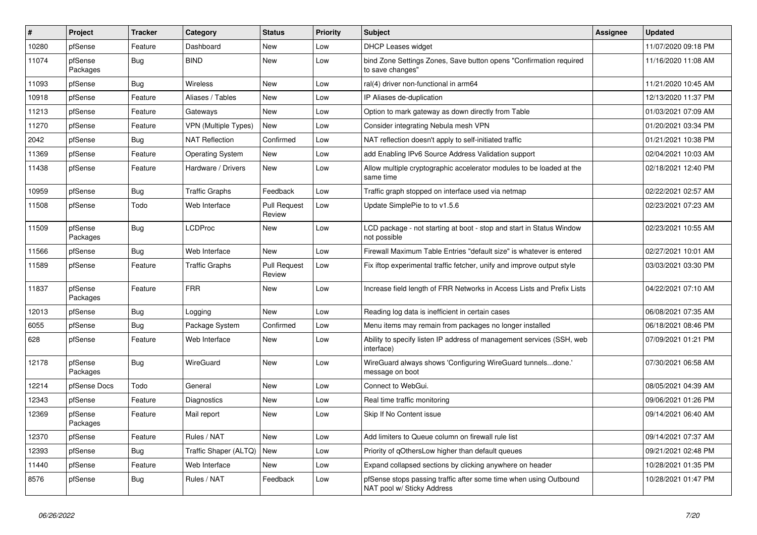| # | Project | Tracker | Category | Status | Priority | Subject | Assignee | Updated |
|---|---|---|---|---|---|---|---|---|
| 10280 | pfSense | Feature | Dashboard | New | Low | DHCP Leases widget | | 11/07/2020 09:18 PM |
| 11074 | pfSense Packages | Bug | BIND | New | Low | bind Zone Settings Zones, Save button opens "Confirmation required to save changes" | | 11/16/2020 11:08 AM |
| 11093 | pfSense | Bug | Wireless | New | Low | ral(4) driver non-functional in arm64 | | 11/21/2020 10:45 AM |
| 10918 | pfSense | Feature | Aliases / Tables | New | Low | IP Aliases de-duplication | | 12/13/2020 11:37 PM |
| 11213 | pfSense | Feature | Gateways | New | Low | Option to mark gateway as down directly from Table | | 01/03/2021 07:09 AM |
| 11270 | pfSense | Feature | VPN (Multiple Types) | New | Low | Consider integrating Nebula mesh VPN | | 01/20/2021 03:34 PM |
| 2042 | pfSense | Bug | NAT Reflection | Confirmed | Low | NAT reflection doesn't apply to self-initiated traffic | | 01/21/2021 10:38 PM |
| 11369 | pfSense | Feature | Operating System | New | Low | add Enabling IPv6 Source Address Validation support | | 02/04/2021 10:03 AM |
| 11438 | pfSense | Feature | Hardware / Drivers | New | Low | Allow multiple cryptographic accelerator modules to be loaded at the same time | | 02/18/2021 12:40 PM |
| 10959 | pfSense | Bug | Traffic Graphs | Feedback | Low | Traffic graph stopped on interface used via netmap | | 02/22/2021 02:57 AM |
| 11508 | pfSense | Todo | Web Interface | Pull Request Review | Low | Update SimplePie to to v1.5.6 | | 02/23/2021 07:23 AM |
| 11509 | pfSense Packages | Bug | LCDProc | New | Low | LCD package - not starting at boot - stop and start in Status Window not possible | | 02/23/2021 10:55 AM |
| 11566 | pfSense | Bug | Web Interface | New | Low | Firewall Maximum Table Entries "default size" is whatever is entered | | 02/27/2021 10:01 AM |
| 11589 | pfSense | Feature | Traffic Graphs | Pull Request Review | Low | Fix iftop experimental traffic fetcher, unify and improve output style | | 03/03/2021 03:30 PM |
| 11837 | pfSense Packages | Feature | FRR | New | Low | Increase field length of FRR Networks in Access Lists and Prefix Lists | | 04/22/2021 07:10 AM |
| 12013 | pfSense | Bug | Logging | New | Low | Reading log data is inefficient in certain cases | | 06/08/2021 07:35 AM |
| 6055 | pfSense | Bug | Package System | Confirmed | Low | Menu items may remain from packages no longer installed | | 06/18/2021 08:46 PM |
| 628 | pfSense | Feature | Web Interface | New | Low | Ability to specify listen IP address of management services (SSH, web interface) | | 07/09/2021 01:21 PM |
| 12178 | pfSense Packages | Bug | WireGuard | New | Low | WireGuard always shows 'Configuring WireGuard tunnels...done.' message on boot | | 07/30/2021 06:58 AM |
| 12214 | pfSense Docs | Todo | General | New | Low | Connect to WebGui. | | 08/05/2021 04:39 AM |
| 12343 | pfSense | Feature | Diagnostics | New | Low | Real time traffic monitoring | | 09/06/2021 01:26 PM |
| 12369 | pfSense Packages | Feature | Mail report | New | Low | Skip If No Content issue | | 09/14/2021 06:40 AM |
| 12370 | pfSense | Feature | Rules / NAT | New | Low | Add limiters to Queue column on firewall rule list | | 09/14/2021 07:37 AM |
| 12393 | pfSense | Bug | Traffic Shaper (ALTQ) | New | Low | Priority of qOthersLow higher than default queues | | 09/21/2021 02:48 PM |
| 11440 | pfSense | Feature | Web Interface | New | Low | Expand collapsed sections by clicking anywhere on header | | 10/28/2021 01:35 PM |
| 8576 | pfSense | Bug | Rules / NAT | Feedback | Low | pfSense stops passing traffic after some time when using Outbound NAT pool w/ Sticky Address | | 10/28/2021 01:47 PM |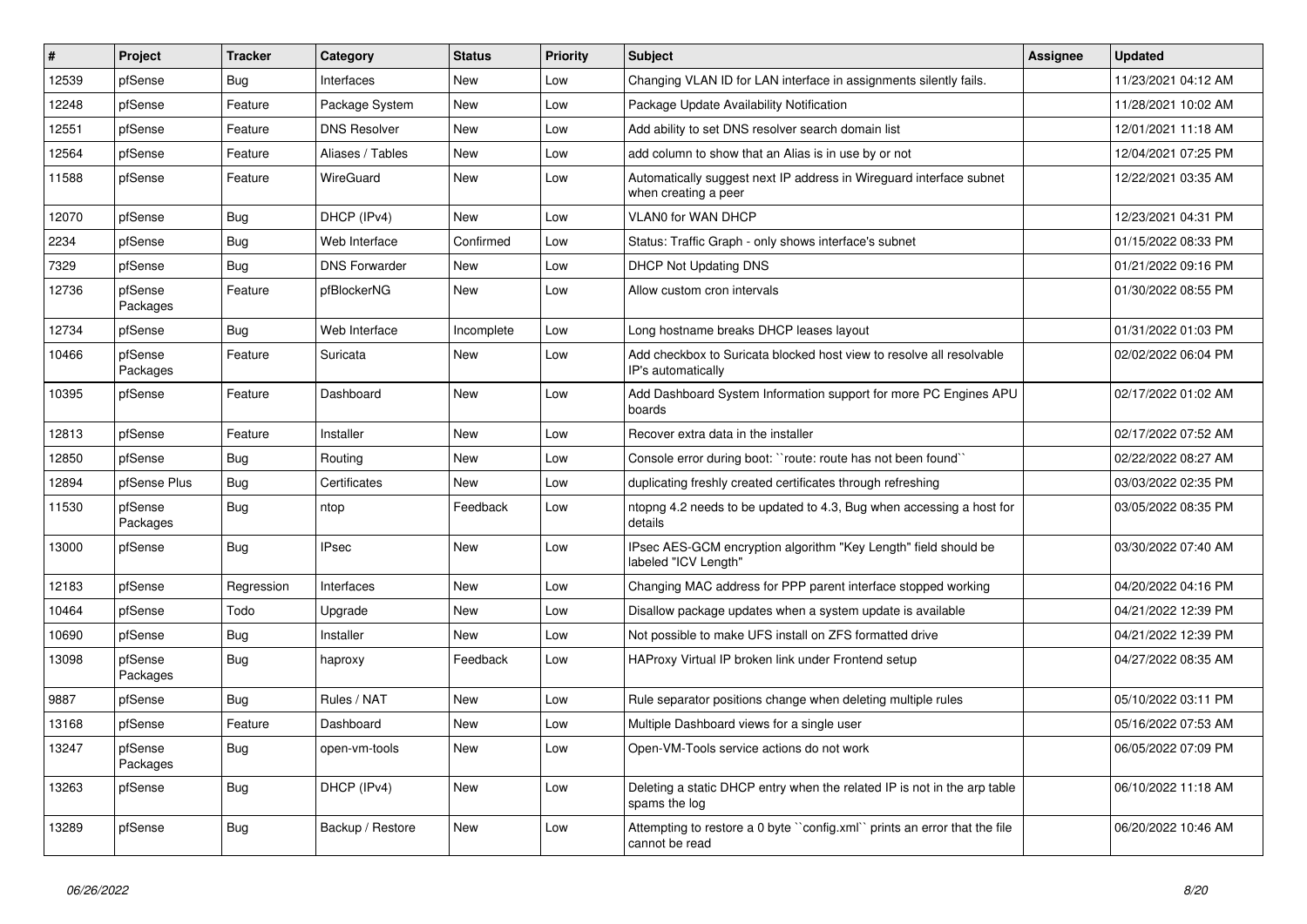| # | Project | Tracker | Category | Status | Priority | Subject | Assignee | Updated |
|---|---|---|---|---|---|---|---|---|
| 12539 | pfSense | Bug | Interfaces | New | Low | Changing VLAN ID for LAN interface in assignments silently fails. | | 11/23/2021 04:12 AM |
| 12248 | pfSense | Feature | Package System | New | Low | Package Update Availability Notification | | 11/28/2021 10:02 AM |
| 12551 | pfSense | Feature | DNS Resolver | New | Low | Add ability to set DNS resolver search domain list | | 12/01/2021 11:18 AM |
| 12564 | pfSense | Feature | Aliases / Tables | New | Low | add column to show that an Alias is in use by or not | | 12/04/2021 07:25 PM |
| 11588 | pfSense | Feature | WireGuard | New | Low | Automatically suggest next IP address in Wireguard interface subnet when creating a peer | | 12/22/2021 03:35 AM |
| 12070 | pfSense | Bug | DHCP (IPv4) | New | Low | VLAN0 for WAN DHCP | | 12/23/2021 04:31 PM |
| 2234 | pfSense | Bug | Web Interface | Confirmed | Low | Status: Traffic Graph - only shows interface's subnet | | 01/15/2022 08:33 PM |
| 7329 | pfSense | Bug | DNS Forwarder | New | Low | DHCP Not Updating DNS | | 01/21/2022 09:16 PM |
| 12736 | pfSense Packages | Feature | pfBlockerNG | New | Low | Allow custom cron intervals | | 01/30/2022 08:55 PM |
| 12734 | pfSense | Bug | Web Interface | Incomplete | Low | Long hostname breaks DHCP leases layout | | 01/31/2022 01:03 PM |
| 10466 | pfSense Packages | Feature | Suricata | New | Low | Add checkbox to Suricata blocked host view to resolve all resolvable IP's automatically | | 02/02/2022 06:04 PM |
| 10395 | pfSense | Feature | Dashboard | New | Low | Add Dashboard System Information support for more PC Engines APU boards | | 02/17/2022 01:02 AM |
| 12813 | pfSense | Feature | Installer | New | Low | Recover extra data in the installer | | 02/17/2022 07:52 AM |
| 12850 | pfSense | Bug | Routing | New | Low | Console error during boot: ``route: route has not been found`` | | 02/22/2022 08:27 AM |
| 12894 | pfSense Plus | Bug | Certificates | New | Low | duplicating freshly created certificates through refreshing | | 03/03/2022 02:35 PM |
| 11530 | pfSense Packages | Bug | ntop | Feedback | Low | ntopng 4.2 needs to be updated to 4.3, Bug when accessing a host for details | | 03/05/2022 08:35 PM |
| 13000 | pfSense | Bug | IPsec | New | Low | IPsec AES-GCM encryption algorithm "Key Length" field should be labeled "ICV Length" | | 03/30/2022 07:40 AM |
| 12183 | pfSense | Regression | Interfaces | New | Low | Changing MAC address for PPP parent interface stopped working | | 04/20/2022 04:16 PM |
| 10464 | pfSense | Todo | Upgrade | New | Low | Disallow package updates when a system update is available | | 04/21/2022 12:39 PM |
| 10690 | pfSense | Bug | Installer | New | Low | Not possible to make UFS install on ZFS formatted drive | | 04/21/2022 12:39 PM |
| 13098 | pfSense Packages | Bug | haproxy | Feedback | Low | HAProxy Virtual IP broken link under Frontend setup | | 04/27/2022 08:35 AM |
| 9887 | pfSense | Bug | Rules / NAT | New | Low | Rule separator positions change when deleting multiple rules | | 05/10/2022 03:11 PM |
| 13168 | pfSense | Feature | Dashboard | New | Low | Multiple Dashboard views for a single user | | 05/16/2022 07:53 AM |
| 13247 | pfSense Packages | Bug | open-vm-tools | New | Low | Open-VM-Tools service actions do not work | | 06/05/2022 07:09 PM |
| 13263 | pfSense | Bug | DHCP (IPv4) | New | Low | Deleting a static DHCP entry when the related IP is not in the arp table spams the log | | 06/10/2022 11:18 AM |
| 13289 | pfSense | Bug | Backup / Restore | New | Low | Attempting to restore a 0 byte ``config.xml`` prints an error that the file cannot be read | | 06/20/2022 10:46 AM |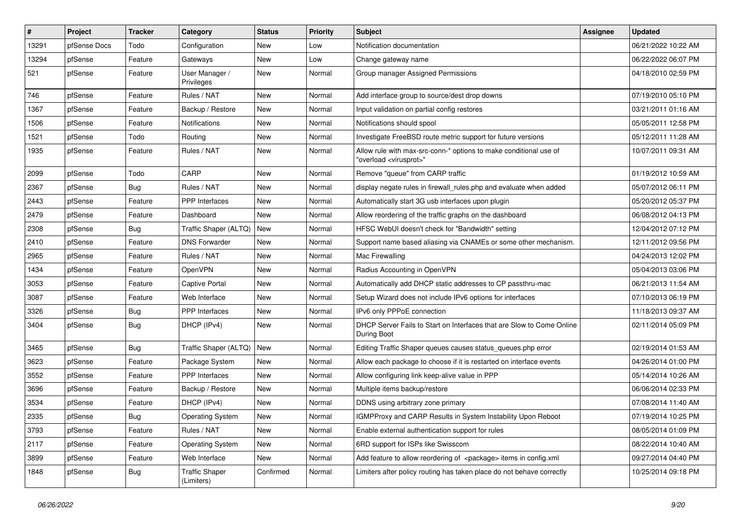| # | Project | Tracker | Category | Status | Priority | Subject | Assignee | Updated |
|---|---|---|---|---|---|---|---|---|
| 13291 | pfSense Docs | Todo | Configuration | New | Low | Notification documentation | | 06/21/2022 10:22 AM |
| 13294 | pfSense | Feature | Gateways | New | Low | Change gateway name | | 06/22/2022 06:07 PM |
| 521 | pfSense | Feature | User Manager / Privileges | New | Normal | Group manager Assigned Permissions | | 04/18/2010 02:59 PM |
| 746 | pfSense | Feature | Rules / NAT | New | Normal | Add interface group to source/dest drop downs | | 07/19/2010 05:10 PM |
| 1367 | pfSense | Feature | Backup / Restore | New | Normal | Input validation on partial config restores | | 03/21/2011 01:16 AM |
| 1506 | pfSense | Feature | Notifications | New | Normal | Notifications should spool | | 05/05/2011 12:58 PM |
| 1521 | pfSense | Todo | Routing | New | Normal | Investigate FreeBSD route metric support for future versions | | 05/12/2011 11:28 AM |
| 1935 | pfSense | Feature | Rules / NAT | New | Normal | Allow rule with max-src-conn-* options to make conditional use of "overload <virusprot>" | | 10/07/2011 09:31 AM |
| 2099 | pfSense | Todo | CARP | New | Normal | Remove "queue" from CARP traffic | | 01/19/2012 10:59 AM |
| 2367 | pfSense | Bug | Rules / NAT | New | Normal | display negate rules in firewall_rules.php and evaluate when added | | 05/07/2012 06:11 PM |
| 2443 | pfSense | Feature | PPP Interfaces | New | Normal | Automatically start 3G usb interfaces upon plugin | | 05/20/2012 05:37 PM |
| 2479 | pfSense | Feature | Dashboard | New | Normal | Allow reordering of the traffic graphs on the dashboard | | 06/08/2012 04:13 PM |
| 2308 | pfSense | Bug | Traffic Shaper (ALTQ) | New | Normal | HFSC WebUI doesn't check for "Bandwidth" setting | | 12/04/2012 07:12 PM |
| 2410 | pfSense | Feature | DNS Forwarder | New | Normal | Support name based aliasing via CNAMEs or some other mechanism. | | 12/11/2012 09:56 PM |
| 2965 | pfSense | Feature | Rules / NAT | New | Normal | Mac Firewalling | | 04/24/2013 12:02 PM |
| 1434 | pfSense | Feature | OpenVPN | New | Normal | Radius Accounting in OpenVPN | | 05/04/2013 03:06 PM |
| 3053 | pfSense | Feature | Captive Portal | New | Normal | Automatically add DHCP static addresses to CP passthru-mac | | 06/21/2013 11:54 AM |
| 3087 | pfSense | Feature | Web Interface | New | Normal | Setup Wizard does not include IPv6 options for interfaces | | 07/10/2013 06:19 PM |
| 3326 | pfSense | Bug | PPP Interfaces | New | Normal | IPv6 only PPPoE connection | | 11/18/2013 09:37 AM |
| 3404 | pfSense | Bug | DHCP (IPv4) | New | Normal | DHCP Server Fails to Start on Interfaces that are Slow to Come Online During Boot | | 02/11/2014 05:09 PM |
| 3465 | pfSense | Bug | Traffic Shaper (ALTQ) | New | Normal | Editing Traffic Shaper queues causes status_queues.php error | | 02/19/2014 01:53 AM |
| 3623 | pfSense | Feature | Package System | New | Normal | Allow each package to choose if it is restarted on interface events | | 04/26/2014 01:00 PM |
| 3552 | pfSense | Feature | PPP Interfaces | New | Normal | Allow configuring link keep-alive value in PPP | | 05/14/2014 10:26 AM |
| 3696 | pfSense | Feature | Backup / Restore | New | Normal | Multiple items backup/restore | | 06/06/2014 02:33 PM |
| 3534 | pfSense | Feature | DHCP (IPv4) | New | Normal | DDNS using arbitrary zone primary | | 07/08/2014 11:40 AM |
| 2335 | pfSense | Bug | Operating System | New | Normal | IGMPProxy and CARP Results in System Instability Upon Reboot | | 07/19/2014 10:25 PM |
| 3793 | pfSense | Feature | Rules / NAT | New | Normal | Enable external authentication support for rules | | 08/05/2014 01:09 PM |
| 2117 | pfSense | Feature | Operating System | New | Normal | 6RD support for ISPs like Swisscom | | 08/22/2014 10:40 AM |
| 3899 | pfSense | Feature | Web Interface | New | Normal | Add feature to allow reordering of <package> items in config.xml | | 09/27/2014 04:40 PM |
| 1848 | pfSense | Bug | Traffic Shaper (Limiters) | Confirmed | Normal | Limiters after policy routing has taken place do not behave correctly | | 10/25/2014 09:18 PM |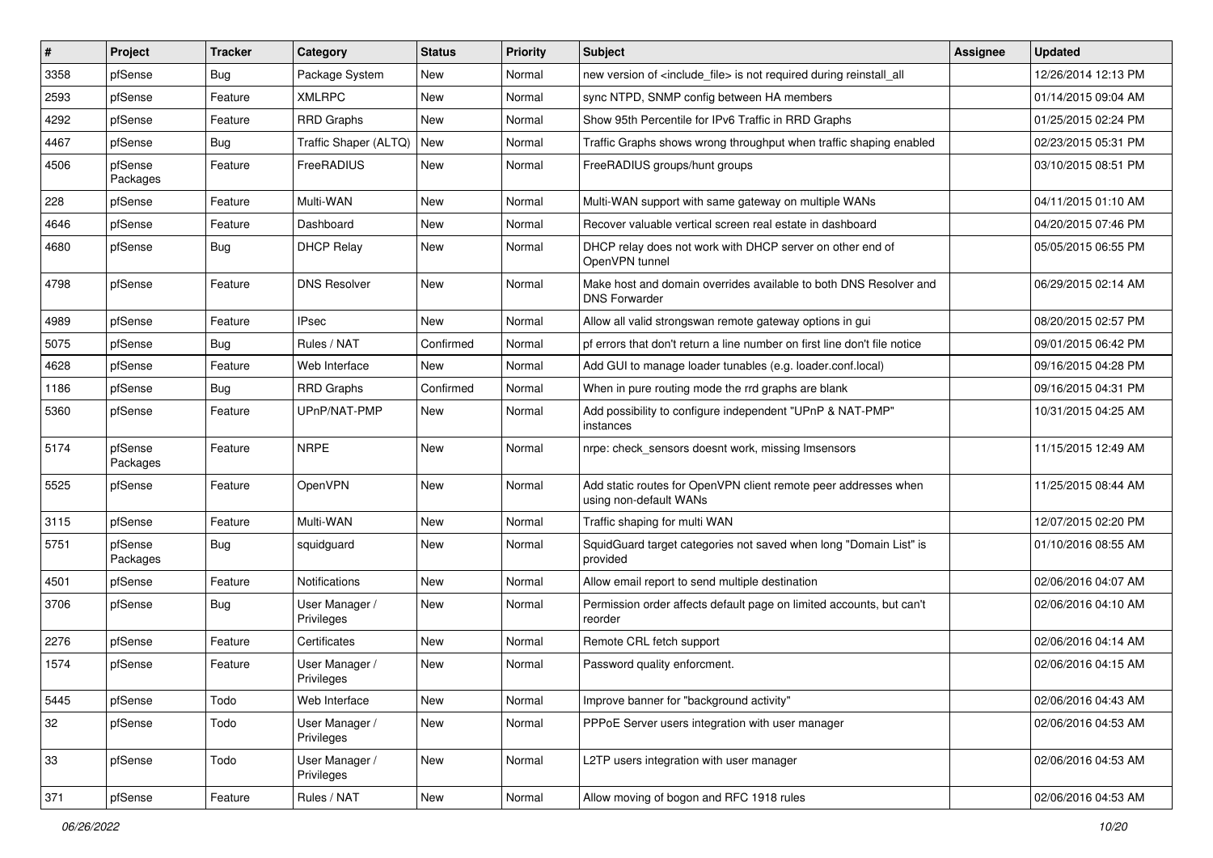| # | Project | Tracker | Category | Status | Priority | Subject | Assignee | Updated |
|---|---|---|---|---|---|---|---|---|
| 3358 | pfSense | Bug | Package System | New | Normal | new version of <include_file> is not required during reinstall_all | | 12/26/2014 12:13 PM |
| 2593 | pfSense | Feature | XMLRPC | New | Normal | sync NTPD, SNMP config between HA members | | 01/14/2015 09:04 AM |
| 4292 | pfSense | Feature | RRD Graphs | New | Normal | Show 95th Percentile for IPv6 Traffic in RRD Graphs | | 01/25/2015 02:24 PM |
| 4467 | pfSense | Bug | Traffic Shaper (ALTQ) | New | Normal | Traffic Graphs shows wrong throughput when traffic shaping enabled | | 02/23/2015 05:31 PM |
| 4506 | pfSense Packages | Feature | FreeRADIUS | New | Normal | FreeRADIUS groups/hunt groups | | 03/10/2015 08:51 PM |
| 228 | pfSense | Feature | Multi-WAN | New | Normal | Multi-WAN support with same gateway on multiple WANs | | 04/11/2015 01:10 AM |
| 4646 | pfSense | Feature | Dashboard | New | Normal | Recover valuable vertical screen real estate in dashboard | | 04/20/2015 07:46 PM |
| 4680 | pfSense | Bug | DHCP Relay | New | Normal | DHCP relay does not work with DHCP server on other end of OpenVPN tunnel | | 05/05/2015 06:55 PM |
| 4798 | pfSense | Feature | DNS Resolver | New | Normal | Make host and domain overrides available to both DNS Resolver and DNS Forwarder | | 06/29/2015 02:14 AM |
| 4989 | pfSense | Feature | IPsec | New | Normal | Allow all valid strongswan remote gateway options in gui | | 08/20/2015 02:57 PM |
| 5075 | pfSense | Bug | Rules / NAT | Confirmed | Normal | pf errors that don't return a line number on first line don't file notice | | 09/01/2015 06:42 PM |
| 4628 | pfSense | Feature | Web Interface | New | Normal | Add GUI to manage loader tunables (e.g. loader.conf.local) | | 09/16/2015 04:28 PM |
| 1186 | pfSense | Bug | RRD Graphs | Confirmed | Normal | When in pure routing mode the rrd graphs are blank | | 09/16/2015 04:31 PM |
| 5360 | pfSense | Feature | UPnP/NAT-PMP | New | Normal | Add possibility to configure independent "UPnP & NAT-PMP" instances | | 10/31/2015 04:25 AM |
| 5174 | pfSense Packages | Feature | NRPE | New | Normal | nrpe: check_sensors doesnt work, missing lmsensors | | 11/15/2015 12:49 AM |
| 5525 | pfSense | Feature | OpenVPN | New | Normal | Add static routes for OpenVPN client remote peer addresses when using non-default WANs | | 11/25/2015 08:44 AM |
| 3115 | pfSense | Feature | Multi-WAN | New | Normal | Traffic shaping for multi WAN | | 12/07/2015 02:20 PM |
| 5751 | pfSense Packages | Bug | squidguard | New | Normal | SquidGuard target categories not saved when long "Domain List" is provided | | 01/10/2016 08:55 AM |
| 4501 | pfSense | Feature | Notifications | New | Normal | Allow email report to send multiple destination | | 02/06/2016 04:07 AM |
| 3706 | pfSense | Bug | User Manager / Privileges | New | Normal | Permission order affects default page on limited accounts, but can't reorder | | 02/06/2016 04:10 AM |
| 2276 | pfSense | Feature | Certificates | New | Normal | Remote CRL fetch support | | 02/06/2016 04:14 AM |
| 1574 | pfSense | Feature | User Manager / Privileges | New | Normal | Password quality enforcment. | | 02/06/2016 04:15 AM |
| 5445 | pfSense | Todo | Web Interface | New | Normal | Improve banner for "background activity" | | 02/06/2016 04:43 AM |
| 32 | pfSense | Todo | User Manager / Privileges | New | Normal | PPPoE Server users integration with user manager | | 02/06/2016 04:53 AM |
| 33 | pfSense | Todo | User Manager / Privileges | New | Normal | L2TP users integration with user manager | | 02/06/2016 04:53 AM |
| 371 | pfSense | Feature | Rules / NAT | New | Normal | Allow moving of bogon and RFC 1918 rules | | 02/06/2016 04:53 AM |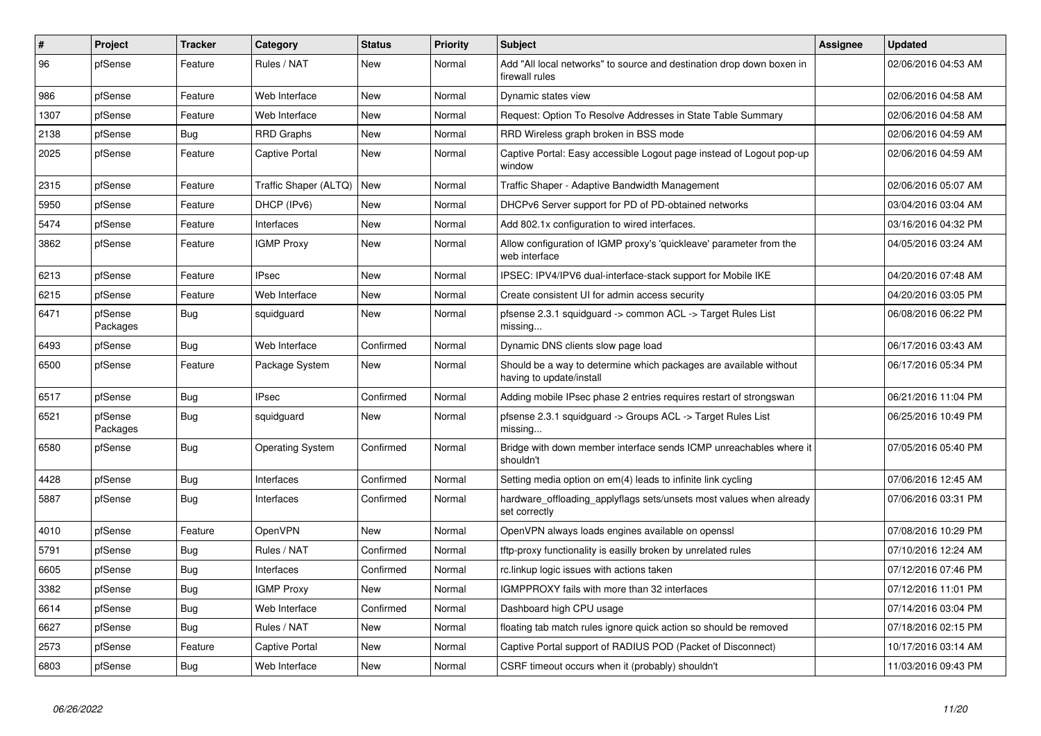| # | Project | Tracker | Category | Status | Priority | Subject | Assignee | Updated |
|---|---|---|---|---|---|---|---|---|
| 96 | pfSense | Feature | Rules / NAT | New | Normal | Add "All local networks" to source and destination drop down boxen in firewall rules | | 02/06/2016 04:53 AM |
| 986 | pfSense | Feature | Web Interface | New | Normal | Dynamic states view | | 02/06/2016 04:58 AM |
| 1307 | pfSense | Feature | Web Interface | New | Normal | Request: Option To Resolve Addresses in State Table Summary | | 02/06/2016 04:58 AM |
| 2138 | pfSense | Bug | RRD Graphs | New | Normal | RRD Wireless graph broken in BSS mode | | 02/06/2016 04:59 AM |
| 2025 | pfSense | Feature | Captive Portal | New | Normal | Captive Portal: Easy accessible Logout page instead of Logout pop-up window | | 02/06/2016 04:59 AM |
| 2315 | pfSense | Feature | Traffic Shaper (ALTQ) | New | Normal | Traffic Shaper - Adaptive Bandwidth Management | | 02/06/2016 05:07 AM |
| 5950 | pfSense | Feature | DHCP (IPv6) | New | Normal | DHCPv6 Server support for PD of PD-obtained networks | | 03/04/2016 03:04 AM |
| 5474 | pfSense | Feature | Interfaces | New | Normal | Add 802.1x configuration to wired interfaces. | | 03/16/2016 04:32 PM |
| 3862 | pfSense | Feature | IGMP Proxy | New | Normal | Allow configuration of IGMP proxy's 'quickleave' parameter from the web interface | | 04/05/2016 03:24 AM |
| 6213 | pfSense | Feature | IPsec | New | Normal | IPSEC: IPV4/IPV6 dual-interface-stack support for Mobile IKE | | 04/20/2016 07:48 AM |
| 6215 | pfSense | Feature | Web Interface | New | Normal | Create consistent UI for admin access security | | 04/20/2016 03:05 PM |
| 6471 | pfSense Packages | Bug | squidguard | New | Normal | pfsense 2.3.1 squidguard -> common ACL -> Target Rules List missing... | | 06/08/2016 06:22 PM |
| 6493 | pfSense | Bug | Web Interface | Confirmed | Normal | Dynamic DNS clients slow page load | | 06/17/2016 03:43 AM |
| 6500 | pfSense | Feature | Package System | New | Normal | Should be a way to determine which packages are available without having to update/install | | 06/17/2016 05:34 PM |
| 6517 | pfSense | Bug | IPsec | Confirmed | Normal | Adding mobile IPsec phase 2 entries requires restart of strongswan | | 06/21/2016 11:04 PM |
| 6521 | pfSense Packages | Bug | squidguard | New | Normal | pfsense 2.3.1 squidguard -> Groups ACL -> Target Rules List missing... | | 06/25/2016 10:49 PM |
| 6580 | pfSense | Bug | Operating System | Confirmed | Normal | Bridge with down member interface sends ICMP unreachables where it shouldn't | | 07/05/2016 05:40 PM |
| 4428 | pfSense | Bug | Interfaces | Confirmed | Normal | Setting media option on em(4) leads to infinite link cycling | | 07/06/2016 12:45 AM |
| 5887 | pfSense | Bug | Interfaces | Confirmed | Normal | hardware_offloading_applyflags sets/unsets most values when already set correctly | | 07/06/2016 03:31 PM |
| 4010 | pfSense | Feature | OpenVPN | New | Normal | OpenVPN always loads engines available on openssl | | 07/08/2016 10:29 PM |
| 5791 | pfSense | Bug | Rules / NAT | Confirmed | Normal | tftp-proxy functionality is easilly broken by unrelated rules | | 07/10/2016 12:24 AM |
| 6605 | pfSense | Bug | Interfaces | Confirmed | Normal | rc.linkup logic issues with actions taken | | 07/12/2016 07:46 PM |
| 3382 | pfSense | Bug | IGMP Proxy | New | Normal | IGMPPROXY fails with more than 32 interfaces | | 07/12/2016 11:01 PM |
| 6614 | pfSense | Bug | Web Interface | Confirmed | Normal | Dashboard high CPU usage | | 07/14/2016 03:04 PM |
| 6627 | pfSense | Bug | Rules / NAT | New | Normal | floating tab match rules ignore quick action so should be removed | | 07/18/2016 02:15 PM |
| 2573 | pfSense | Feature | Captive Portal | New | Normal | Captive Portal support of RADIUS POD (Packet of Disconnect) | | 10/17/2016 03:14 AM |
| 6803 | pfSense | Bug | Web Interface | New | Normal | CSRF timeout occurs when it (probably) shouldn't | | 11/03/2016 09:43 PM |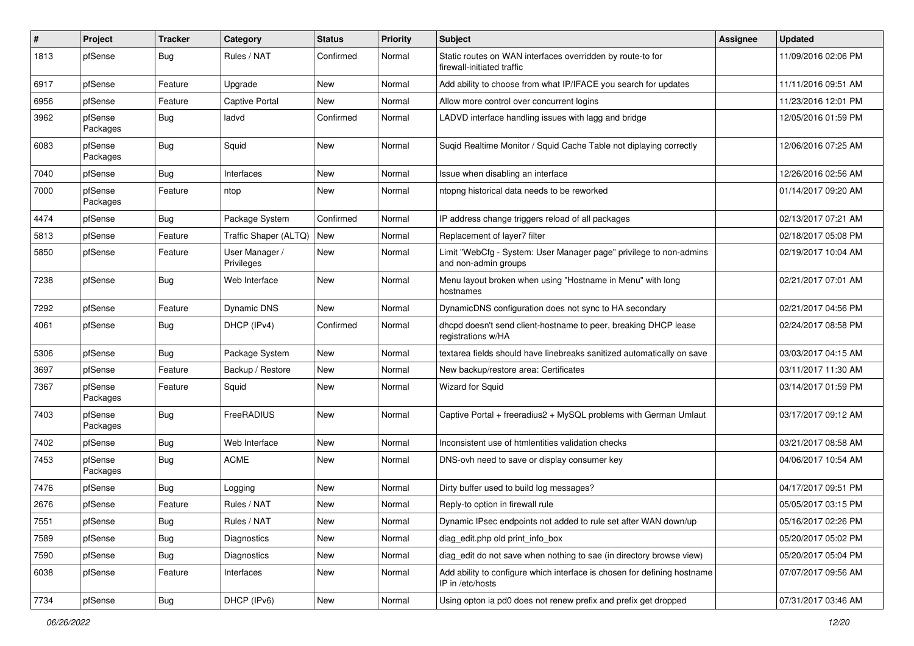| # | Project | Tracker | Category | Status | Priority | Subject | Assignee | Updated |
|---|---|---|---|---|---|---|---|---|
| 1813 | pfSense | Bug | Rules / NAT | Confirmed | Normal | Static routes on WAN interfaces overridden by route-to for firewall-initiated traffic | | 11/09/2016 02:06 PM |
| 6917 | pfSense | Feature | Upgrade | New | Normal | Add ability to choose from what IP/IFACE you search for updates | | 11/11/2016 09:51 AM |
| 6956 | pfSense | Feature | Captive Portal | New | Normal | Allow more control over concurrent logins | | 11/23/2016 12:01 PM |
| 3962 | pfSense Packages | Bug | ladvd | Confirmed | Normal | LADVD interface handling issues with lagg and bridge | | 12/05/2016 01:59 PM |
| 6083 | pfSense Packages | Bug | Squid | New | Normal | Suqid Realtime Monitor / Squid Cache Table not diplaying correctly | | 12/06/2016 07:25 AM |
| 7040 | pfSense | Bug | Interfaces | New | Normal | Issue when disabling an interface | | 12/26/2016 02:56 AM |
| 7000 | pfSense Packages | Feature | ntop | New | Normal | ntopng historical data needs to be reworked | | 01/14/2017 09:20 AM |
| 4474 | pfSense | Bug | Package System | Confirmed | Normal | IP address change triggers reload of all packages | | 02/13/2017 07:21 AM |
| 5813 | pfSense | Feature | Traffic Shaper (ALTQ) | New | Normal | Replacement of layer7 filter | | 02/18/2017 05:08 PM |
| 5850 | pfSense | Feature | User Manager / Privileges | New | Normal | Limit "WebCfg - System: User Manager page" privilege to non-admins and non-admin groups | | 02/19/2017 10:04 AM |
| 7238 | pfSense | Bug | Web Interface | New | Normal | Menu layout broken when using "Hostname in Menu" with long hostnames | | 02/21/2017 07:01 AM |
| 7292 | pfSense | Feature | Dynamic DNS | New | Normal | DynamicDNS configuration does not sync to HA secondary | | 02/21/2017 04:56 PM |
| 4061 | pfSense | Bug | DHCP (IPv4) | Confirmed | Normal | dhcpd doesn't send client-hostname to peer, breaking DHCP lease registrations w/HA | | 02/24/2017 08:58 PM |
| 5306 | pfSense | Bug | Package System | New | Normal | textarea fields should have linebreaks sanitized automatically on save | | 03/03/2017 04:15 AM |
| 3697 | pfSense | Feature | Backup / Restore | New | Normal | New backup/restore area: Certificates | | 03/11/2017 11:30 AM |
| 7367 | pfSense Packages | Feature | Squid | New | Normal | Wizard for Squid | | 03/14/2017 01:59 PM |
| 7403 | pfSense Packages | Bug | FreeRADIUS | New | Normal | Captive Portal + freeradius2 + MySQL problems with German Umlaut | | 03/17/2017 09:12 AM |
| 7402 | pfSense | Bug | Web Interface | New | Normal | Inconsistent use of htmlentities validation checks | | 03/21/2017 08:58 AM |
| 7453 | pfSense Packages | Bug | ACME | New | Normal | DNS-ovh need to save or display consumer key | | 04/06/2017 10:54 AM |
| 7476 | pfSense | Bug | Logging | New | Normal | Dirty buffer used to build log messages? | | 04/17/2017 09:51 PM |
| 2676 | pfSense | Feature | Rules / NAT | New | Normal | Reply-to option in firewall rule | | 05/05/2017 03:15 PM |
| 7551 | pfSense | Bug | Rules / NAT | New | Normal | Dynamic IPsec endpoints not added to rule set after WAN down/up | | 05/16/2017 02:26 PM |
| 7589 | pfSense | Bug | Diagnostics | New | Normal | diag_edit.php old print_info_box | | 05/20/2017 05:02 PM |
| 7590 | pfSense | Bug | Diagnostics | New | Normal | diag_edit do not save when nothing to sae (in directory browse view) | | 05/20/2017 05:04 PM |
| 6038 | pfSense | Feature | Interfaces | New | Normal | Add ability to configure which interface is chosen for defining hostname IP in /etc/hosts | | 07/07/2017 09:56 AM |
| 7734 | pfSense | Bug | DHCP (IPv6) | New | Normal | Using opton ia pd0 does not renew prefix and prefix get dropped | | 07/31/2017 03:46 AM |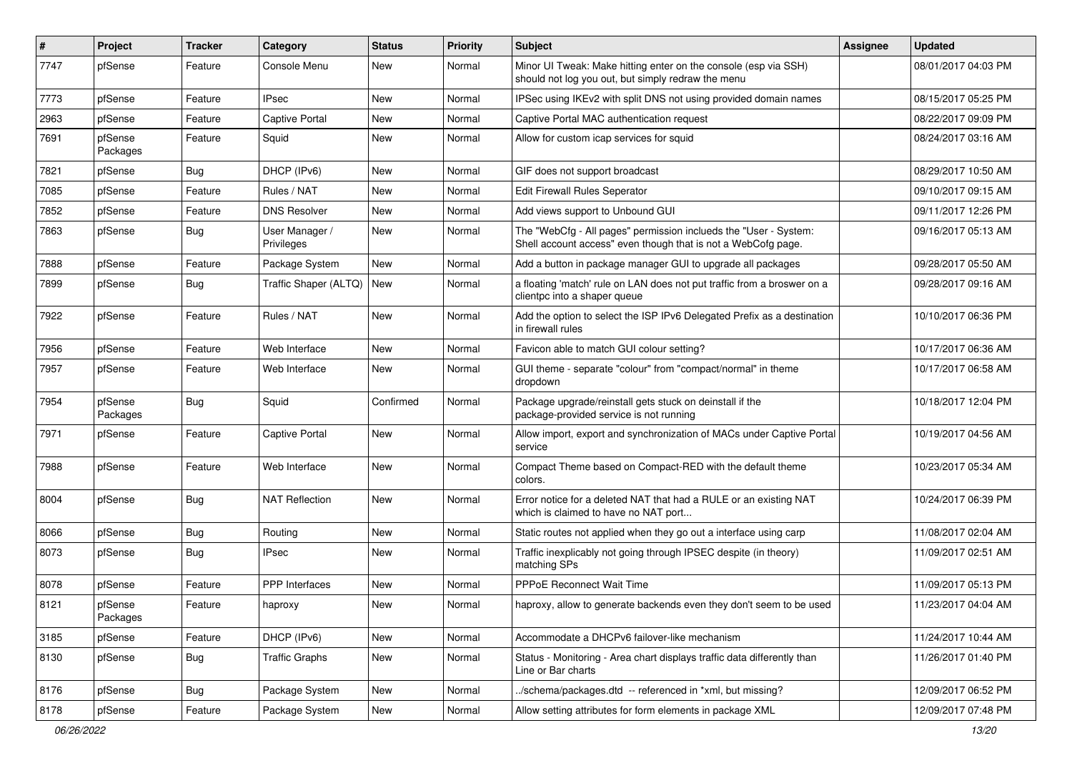| # | Project | Tracker | Category | Status | Priority | Subject | Assignee | Updated |
|---|---|---|---|---|---|---|---|---|
| 7747 | pfSense | Feature | Console Menu | New | Normal | Minor UI Tweak: Make hitting enter on the console (esp via SSH) should not log you out, but simply redraw the menu | | 08/01/2017 04:03 PM |
| 7773 | pfSense | Feature | IPsec | New | Normal | IPSec using IKEv2 with split DNS not using provided domain names | | 08/15/2017 05:25 PM |
| 2963 | pfSense | Feature | Captive Portal | New | Normal | Captive Portal MAC authentication request | | 08/22/2017 09:09 PM |
| 7691 | pfSense Packages | Feature | Squid | New | Normal | Allow for custom icap services for squid | | 08/24/2017 03:16 AM |
| 7821 | pfSense | Bug | DHCP (IPv6) | New | Normal | GIF does not support broadcast | | 08/29/2017 10:50 AM |
| 7085 | pfSense | Feature | Rules / NAT | New | Normal | Edit Firewall Rules Seperator | | 09/10/2017 09:15 AM |
| 7852 | pfSense | Feature | DNS Resolver | New | Normal | Add views support to Unbound GUI | | 09/11/2017 12:26 PM |
| 7863 | pfSense | Bug | User Manager / Privileges | New | Normal | The "WebCfg - All pages" permission inclueds the "User - System: Shell account access" even though that is not a WebCofg page. | | 09/16/2017 05:13 AM |
| 7888 | pfSense | Feature | Package System | New | Normal | Add a button in package manager GUI to upgrade all packages | | 09/28/2017 05:50 AM |
| 7899 | pfSense | Bug | Traffic Shaper (ALTQ) | New | Normal | a floating 'match' rule on LAN does not put traffic from a broswer on a clientpc into a shaper queue | | 09/28/2017 09:16 AM |
| 7922 | pfSense | Feature | Rules / NAT | New | Normal | Add the option to select the ISP IPv6 Delegated Prefix as a destination in firewall rules | | 10/10/2017 06:36 PM |
| 7956 | pfSense | Feature | Web Interface | New | Normal | Favicon able to match GUI colour setting? | | 10/17/2017 06:36 AM |
| 7957 | pfSense | Feature | Web Interface | New | Normal | GUI theme - separate "colour" from "compact/normal" in theme dropdown | | 10/17/2017 06:58 AM |
| 7954 | pfSense Packages | Bug | Squid | Confirmed | Normal | Package upgrade/reinstall gets stuck on deinstall if the package-provided service is not running | | 10/18/2017 12:04 PM |
| 7971 | pfSense | Feature | Captive Portal | New | Normal | Allow import, export and synchronization of MACs under Captive Portal service | | 10/19/2017 04:56 AM |
| 7988 | pfSense | Feature | Web Interface | New | Normal | Compact Theme based on Compact-RED with the default theme colors. | | 10/23/2017 05:34 AM |
| 8004 | pfSense | Bug | NAT Reflection | New | Normal | Error notice for a deleted NAT that had a RULE or an existing NAT which is claimed to have no NAT port... | | 10/24/2017 06:39 PM |
| 8066 | pfSense | Bug | Routing | New | Normal | Static routes not applied when they go out a interface using carp | | 11/08/2017 02:04 AM |
| 8073 | pfSense | Bug | IPsec | New | Normal | Traffic inexplicably not going through IPSEC despite (in theory) matching SPs | | 11/09/2017 02:51 AM |
| 8078 | pfSense | Feature | PPP Interfaces | New | Normal | PPPoE Reconnect Wait Time | | 11/09/2017 05:13 PM |
| 8121 | pfSense Packages | Feature | haproxy | New | Normal | haproxy, allow to generate backends even they don't seem to be used | | 11/23/2017 04:04 AM |
| 3185 | pfSense | Feature | DHCP (IPv6) | New | Normal | Accommodate a DHCPv6 failover-like mechanism | | 11/24/2017 10:44 AM |
| 8130 | pfSense | Bug | Traffic Graphs | New | Normal | Status - Monitoring - Area chart displays traffic data differently than Line or Bar charts | | 11/26/2017 01:40 PM |
| 8176 | pfSense | Bug | Package System | New | Normal | ../schema/packages.dtd -- referenced in *xml, but missing? | | 12/09/2017 06:52 PM |
| 8178 | pfSense | Feature | Package System | New | Normal | Allow setting attributes for form elements in package XML | | 12/09/2017 07:48 PM |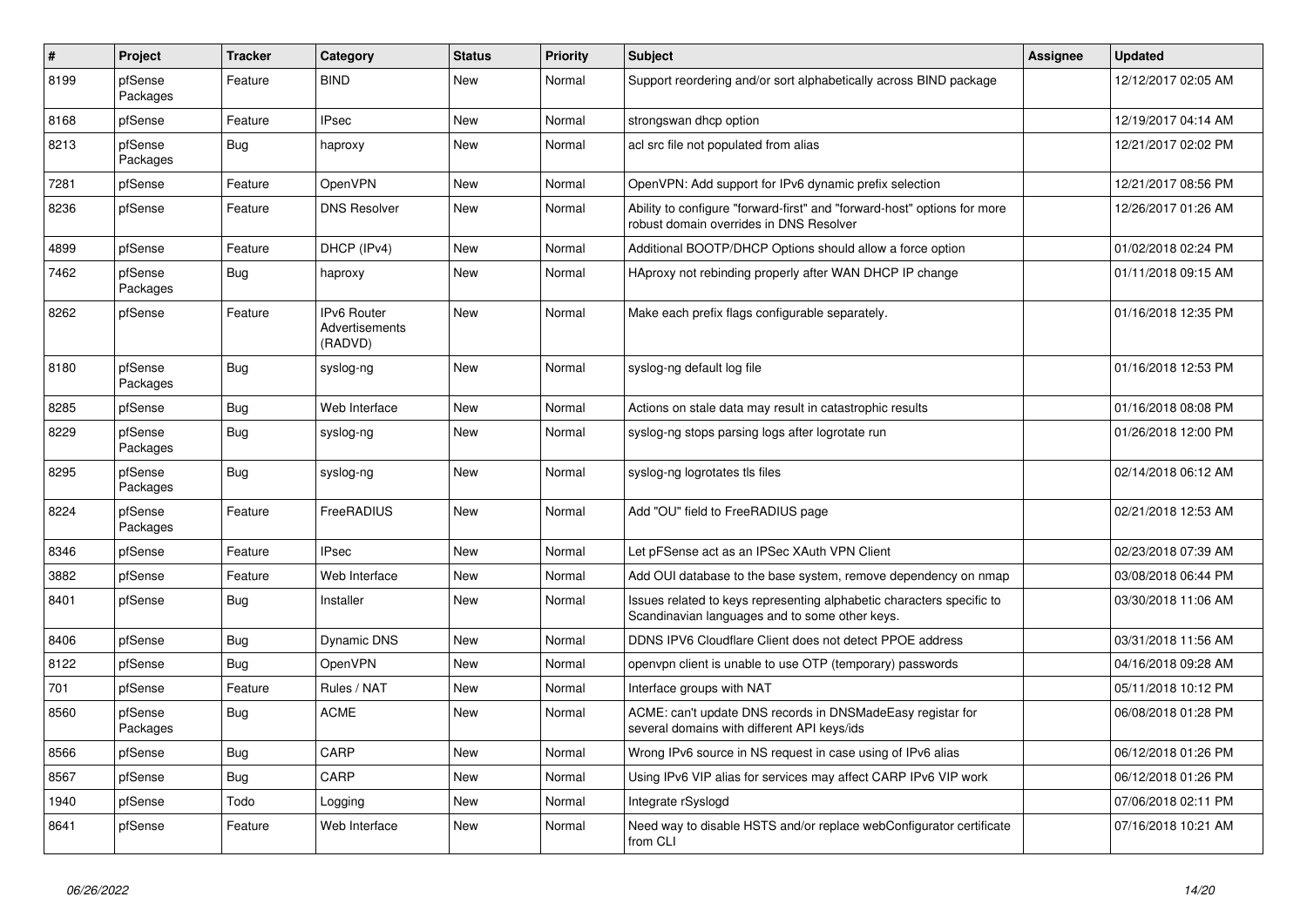| # | Project | Tracker | Category | Status | Priority | Subject | Assignee | Updated |
|---|---|---|---|---|---|---|---|---|
| 8199 | pfSense Packages | Feature | BIND | New | Normal | Support reordering and/or sort alphabetically across BIND package | | 12/12/2017 02:05 AM |
| 8168 | pfSense | Feature | IPsec | New | Normal | strongswan dhcp option | | 12/19/2017 04:14 AM |
| 8213 | pfSense Packages | Bug | haproxy | New | Normal | acl src file not populated from alias | | 12/21/2017 02:02 PM |
| 7281 | pfSense | Feature | OpenVPN | New | Normal | OpenVPN: Add support for IPv6 dynamic prefix selection | | 12/21/2017 08:56 PM |
| 8236 | pfSense | Feature | DNS Resolver | New | Normal | Ability to configure "forward-first" and "forward-host" options for more robust domain overrides in DNS Resolver | | 12/26/2017 01:26 AM |
| 4899 | pfSense | Feature | DHCP (IPv4) | New | Normal | Additional BOOTP/DHCP Options should allow a force option | | 01/02/2018 02:24 PM |
| 7462 | pfSense Packages | Bug | haproxy | New | Normal | HAproxy not rebinding properly after WAN DHCP IP change | | 01/11/2018 09:15 AM |
| 8262 | pfSense | Feature | IPv6 Router Advertisements (RADVD) | New | Normal | Make each prefix flags configurable separately. | | 01/16/2018 12:35 PM |
| 8180 | pfSense Packages | Bug | syslog-ng | New | Normal | syslog-ng default log file | | 01/16/2018 12:53 PM |
| 8285 | pfSense | Bug | Web Interface | New | Normal | Actions on stale data may result in catastrophic results | | 01/16/2018 08:08 PM |
| 8229 | pfSense Packages | Bug | syslog-ng | New | Normal | syslog-ng stops parsing logs after logrotate run | | 01/26/2018 12:00 PM |
| 8295 | pfSense Packages | Bug | syslog-ng | New | Normal | syslog-ng logrotates tls files | | 02/14/2018 06:12 AM |
| 8224 | pfSense Packages | Feature | FreeRADIUS | New | Normal | Add "OU" field to FreeRADIUS page | | 02/21/2018 12:53 AM |
| 8346 | pfSense | Feature | IPsec | New | Normal | Let pFSense act as an IPSec XAuth VPN Client | | 02/23/2018 07:39 AM |
| 3882 | pfSense | Feature | Web Interface | New | Normal | Add OUI database to the base system, remove dependency on nmap | | 03/08/2018 06:44 PM |
| 8401 | pfSense | Bug | Installer | New | Normal | Issues related to keys representing alphabetic characters specific to Scandinavian languages and to some other keys. | | 03/30/2018 11:06 AM |
| 8406 | pfSense | Bug | Dynamic DNS | New | Normal | DDNS IPV6 Cloudflare Client does not detect PPOE address | | 03/31/2018 11:56 AM |
| 8122 | pfSense | Bug | OpenVPN | New | Normal | openvpn client is unable to use OTP (temporary) passwords | | 04/16/2018 09:28 AM |
| 701 | pfSense | Feature | Rules / NAT | New | Normal | Interface groups with NAT | | 05/11/2018 10:12 PM |
| 8560 | pfSense Packages | Bug | ACME | New | Normal | ACME: can't update DNS records in DNSMadeEasy registar for several domains with different API keys/ids | | 06/08/2018 01:28 PM |
| 8566 | pfSense | Bug | CARP | New | Normal | Wrong IPv6 source in NS request in case using of IPv6 alias | | 06/12/2018 01:26 PM |
| 8567 | pfSense | Bug | CARP | New | Normal | Using IPv6 VIP alias for services may affect CARP IPv6 VIP work | | 06/12/2018 01:26 PM |
| 1940 | pfSense | Todo | Logging | New | Normal | Integrate rSyslogd | | 07/06/2018 02:11 PM |
| 8641 | pfSense | Feature | Web Interface | New | Normal | Need way to disable HSTS and/or replace webConfigurator certificate from CLI | | 07/16/2018 10:21 AM |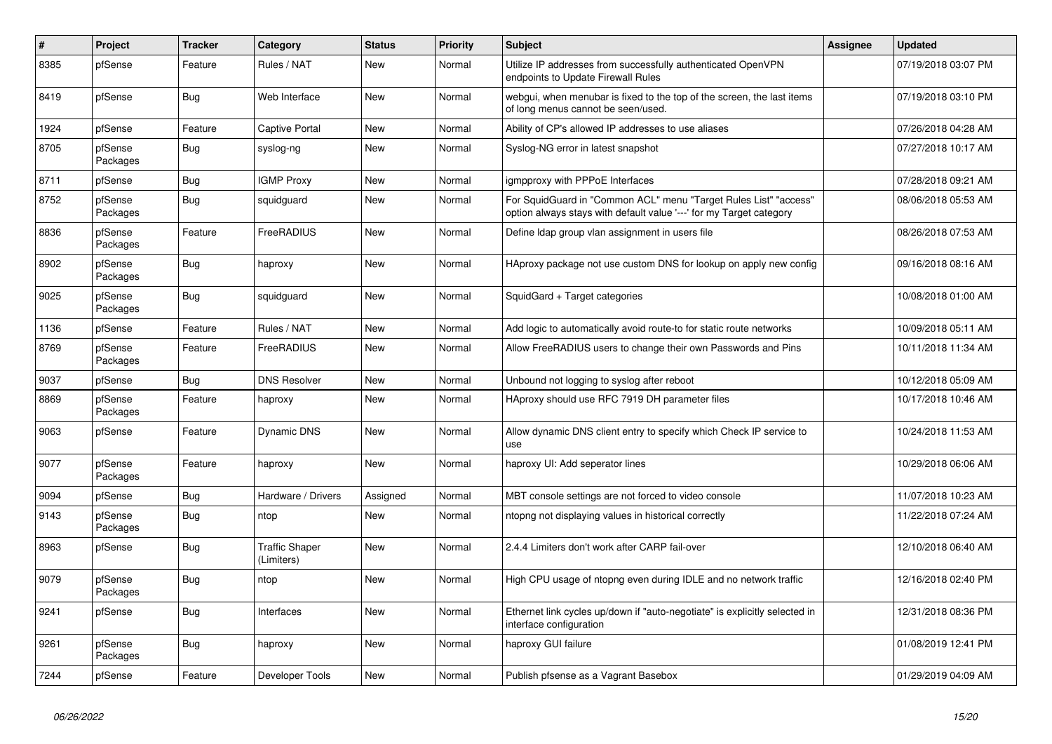| # | Project | Tracker | Category | Status | Priority | Subject | Assignee | Updated |
| --- | --- | --- | --- | --- | --- | --- | --- | --- |
| 8385 | pfSense | Feature | Rules / NAT | New | Normal | Utilize IP addresses from successfully authenticated OpenVPN endpoints to Update Firewall Rules | | 07/19/2018 03:07 PM |
| 8419 | pfSense | Bug | Web Interface | New | Normal | webgui, when menubar is fixed to the top of the screen, the last items of long menus cannot be seen/used. | | 07/19/2018 03:10 PM |
| 1924 | pfSense | Feature | Captive Portal | New | Normal | Ability of CP's allowed IP addresses to use aliases | | 07/26/2018 04:28 AM |
| 8705 | pfSense Packages | Bug | syslog-ng | New | Normal | Syslog-NG error in latest snapshot | | 07/27/2018 10:17 AM |
| 8711 | pfSense | Bug | IGMP Proxy | New | Normal | igmpproxy with PPPoE Interfaces | | 07/28/2018 09:21 AM |
| 8752 | pfSense Packages | Bug | squidguard | New | Normal | For SquidGuard in "Common ACL" menu "Target Rules List" "access" option always stays with default value '---' for my Target category | | 08/06/2018 05:53 AM |
| 8836 | pfSense Packages | Feature | FreeRADIUS | New | Normal | Define ldap group vlan assignment in users file | | 08/26/2018 07:53 AM |
| 8902 | pfSense Packages | Bug | haproxy | New | Normal | HAproxy package not use custom DNS for lookup on apply new config | | 09/16/2018 08:16 AM |
| 9025 | pfSense Packages | Bug | squidguard | New | Normal | SquidGard + Target categories | | 10/08/2018 01:00 AM |
| 1136 | pfSense | Feature | Rules / NAT | New | Normal | Add logic to automatically avoid route-to for static route networks | | 10/09/2018 05:11 AM |
| 8769 | pfSense Packages | Feature | FreeRADIUS | New | Normal | Allow FreeRADIUS users to change their own Passwords and Pins | | 10/11/2018 11:34 AM |
| 9037 | pfSense | Bug | DNS Resolver | New | Normal | Unbound not logging to syslog after reboot | | 10/12/2018 05:09 AM |
| 8869 | pfSense Packages | Feature | haproxy | New | Normal | HAproxy should use RFC 7919 DH parameter files | | 10/17/2018 10:46 AM |
| 9063 | pfSense | Feature | Dynamic DNS | New | Normal | Allow dynamic DNS client entry to specify which Check IP service to use | | 10/24/2018 11:53 AM |
| 9077 | pfSense Packages | Feature | haproxy | New | Normal | haproxy UI: Add seperator lines | | 10/29/2018 06:06 AM |
| 9094 | pfSense | Bug | Hardware / Drivers | Assigned | Normal | MBT console settings are not forced to video console | | 11/07/2018 10:23 AM |
| 9143 | pfSense Packages | Bug | ntop | New | Normal | ntopng not displaying values in historical correctly | | 11/22/2018 07:24 AM |
| 8963 | pfSense | Bug | Traffic Shaper (Limiters) | New | Normal | 2.4.4 Limiters don't work after CARP fail-over | | 12/10/2018 06:40 AM |
| 9079 | pfSense Packages | Bug | ntop | New | Normal | High CPU usage of ntopng even during IDLE and no network traffic | | 12/16/2018 02:40 PM |
| 9241 | pfSense | Bug | Interfaces | New | Normal | Ethernet link cycles up/down if "auto-negotiate" is explicitly selected in interface configuration | | 12/31/2018 08:36 PM |
| 9261 | pfSense Packages | Bug | haproxy | New | Normal | haproxy GUI failure | | 01/08/2019 12:41 PM |
| 7244 | pfSense | Feature | Developer Tools | New | Normal | Publish pfsense as a Vagrant Basebox | | 01/29/2019 04:09 AM |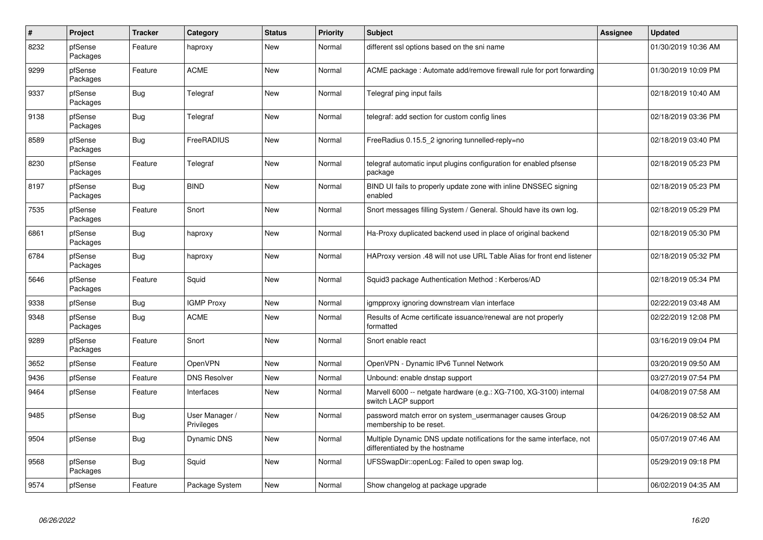| # | Project | Tracker | Category | Status | Priority | Subject | Assignee | Updated |
|---|---|---|---|---|---|---|---|---|
| 8232 | pfSense Packages | Feature | haproxy | New | Normal | different ssl options based on the sni name | | 01/30/2019 10:36 AM |
| 9299 | pfSense Packages | Feature | ACME | New | Normal | ACME package : Automate add/remove firewall rule for port forwarding | | 01/30/2019 10:09 PM |
| 9337 | pfSense Packages | Bug | Telegraf | New | Normal | Telegraf ping input fails | | 02/18/2019 10:40 AM |
| 9138 | pfSense Packages | Bug | Telegraf | New | Normal | telegraf: add section for custom config lines | | 02/18/2019 03:36 PM |
| 8589 | pfSense Packages | Bug | FreeRADIUS | New | Normal | FreeRadius 0.15.5_2 ignoring tunnelled-reply=no | | 02/18/2019 03:40 PM |
| 8230 | pfSense Packages | Feature | Telegraf | New | Normal | telegraf automatic input plugins configuration for enabled pfsense package | | 02/18/2019 05:23 PM |
| 8197 | pfSense Packages | Bug | BIND | New | Normal | BIND UI fails to properly update zone with inline DNSSEC signing enabled | | 02/18/2019 05:23 PM |
| 7535 | pfSense Packages | Feature | Snort | New | Normal | Snort messages filling System / General. Should have its own log. | | 02/18/2019 05:29 PM |
| 6861 | pfSense Packages | Bug | haproxy | New | Normal | Ha-Proxy duplicated backend used in place of original backend | | 02/18/2019 05:30 PM |
| 6784 | pfSense Packages | Bug | haproxy | New | Normal | HAProxy version .48 will not use URL Table Alias for front end listener | | 02/18/2019 05:32 PM |
| 5646 | pfSense Packages | Feature | Squid | New | Normal | Squid3 package Authentication Method : Kerberos/AD | | 02/18/2019 05:34 PM |
| 9338 | pfSense | Bug | IGMP Proxy | New | Normal | igmpproxy ignoring downstream vlan interface | | 02/22/2019 03:48 AM |
| 9348 | pfSense Packages | Bug | ACME | New | Normal | Results of Acme certificate issuance/renewal are not properly formatted | | 02/22/2019 12:08 PM |
| 9289 | pfSense Packages | Feature | Snort | New | Normal | Snort enable react | | 03/16/2019 09:04 PM |
| 3652 | pfSense | Feature | OpenVPN | New | Normal | OpenVPN - Dynamic IPv6 Tunnel Network | | 03/20/2019 09:50 AM |
| 9436 | pfSense | Feature | DNS Resolver | New | Normal | Unbound: enable dnstap support | | 03/27/2019 07:54 PM |
| 9464 | pfSense | Feature | Interfaces | New | Normal | Marvell 6000 -- netgate hardware (e.g.: XG-7100, XG-3100) internal switch LACP support | | 04/08/2019 07:58 AM |
| 9485 | pfSense | Bug | User Manager / Privileges | New | Normal | password match error on system_usermanager causes Group membership to be reset. | | 04/26/2019 08:52 AM |
| 9504 | pfSense | Bug | Dynamic DNS | New | Normal | Multiple Dynamic DNS update notifications for the same interface, not differentiated by the hostname | | 05/07/2019 07:46 AM |
| 9568 | pfSense Packages | Bug | Squid | New | Normal | UFSSwapDir::openLog: Failed to open swap log. | | 05/29/2019 09:18 PM |
| 9574 | pfSense | Feature | Package System | New | Normal | Show changelog at package upgrade | | 06/02/2019 04:35 AM |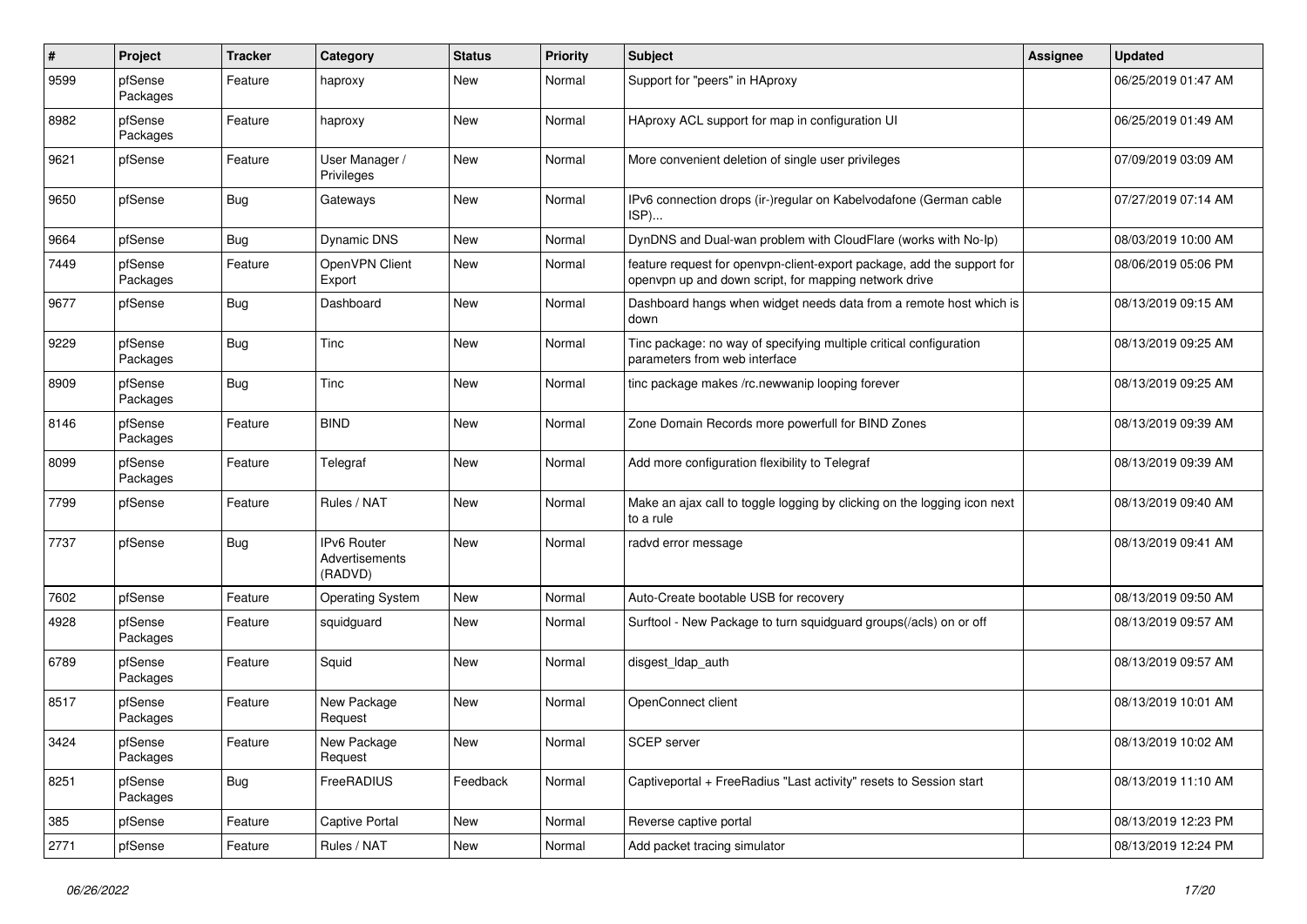| # | Project | Tracker | Category | Status | Priority | Subject | Assignee | Updated |
|---|---|---|---|---|---|---|---|---|
| 9599 | pfSense Packages | Feature | haproxy | New | Normal | Support for "peers" in HAproxy | | 06/25/2019 01:47 AM |
| 8982 | pfSense Packages | Feature | haproxy | New | Normal | HAproxy ACL support for map in configuration UI | | 06/25/2019 01:49 AM |
| 9621 | pfSense | Feature | User Manager / Privileges | New | Normal | More convenient deletion of single user privileges | | 07/09/2019 03:09 AM |
| 9650 | pfSense | Bug | Gateways | New | Normal | IPv6 connection drops (ir-)regular on Kabelvodafone (German cable ISP)... | | 07/27/2019 07:14 AM |
| 9664 | pfSense | Bug | Dynamic DNS | New | Normal | DynDNS and Dual-wan problem with CloudFlare (works with No-Ip) | | 08/03/2019 10:00 AM |
| 7449 | pfSense Packages | Feature | OpenVPN Client Export | New | Normal | feature request for openvpn-client-export package, add the support for openvpn up and down script, for mapping network drive | | 08/06/2019 05:06 PM |
| 9677 | pfSense | Bug | Dashboard | New | Normal | Dashboard hangs when widget needs data from a remote host which is down | | 08/13/2019 09:15 AM |
| 9229 | pfSense Packages | Bug | Tinc | New | Normal | Tinc package: no way of specifying multiple critical configuration parameters from web interface | | 08/13/2019 09:25 AM |
| 8909 | pfSense Packages | Bug | Tinc | New | Normal | tinc package makes /rc.newwanip looping forever | | 08/13/2019 09:25 AM |
| 8146 | pfSense Packages | Feature | BIND | New | Normal | Zone Domain Records more powerfull for BIND Zones | | 08/13/2019 09:39 AM |
| 8099 | pfSense Packages | Feature | Telegraf | New | Normal | Add more configuration flexibility to Telegraf | | 08/13/2019 09:39 AM |
| 7799 | pfSense | Feature | Rules / NAT | New | Normal | Make an ajax call to toggle logging by clicking on the logging icon next to a rule | | 08/13/2019 09:40 AM |
| 7737 | pfSense | Bug | IPv6 Router Advertisements (RADVD) | New | Normal | radvd error message | | 08/13/2019 09:41 AM |
| 7602 | pfSense | Feature | Operating System | New | Normal | Auto-Create bootable USB for recovery | | 08/13/2019 09:50 AM |
| 4928 | pfSense Packages | Feature | squidguard | New | Normal | Surftool - New Package to turn squidguard groups(/acls) on or off | | 08/13/2019 09:57 AM |
| 6789 | pfSense Packages | Feature | Squid | New | Normal | disgest_ldap_auth | | 08/13/2019 09:57 AM |
| 8517 | pfSense Packages | Feature | New Package Request | New | Normal | OpenConnect client | | 08/13/2019 10:01 AM |
| 3424 | pfSense Packages | Feature | New Package Request | New | Normal | SCEP server | | 08/13/2019 10:02 AM |
| 8251 | pfSense Packages | Bug | FreeRADIUS | Feedback | Normal | Captiveportal + FreeRadius "Last activity" resets to Session start | | 08/13/2019 11:10 AM |
| 385 | pfSense | Feature | Captive Portal | New | Normal | Reverse captive portal | | 08/13/2019 12:23 PM |
| 2771 | pfSense | Feature | Rules / NAT | New | Normal | Add packet tracing simulator | | 08/13/2019 12:24 PM |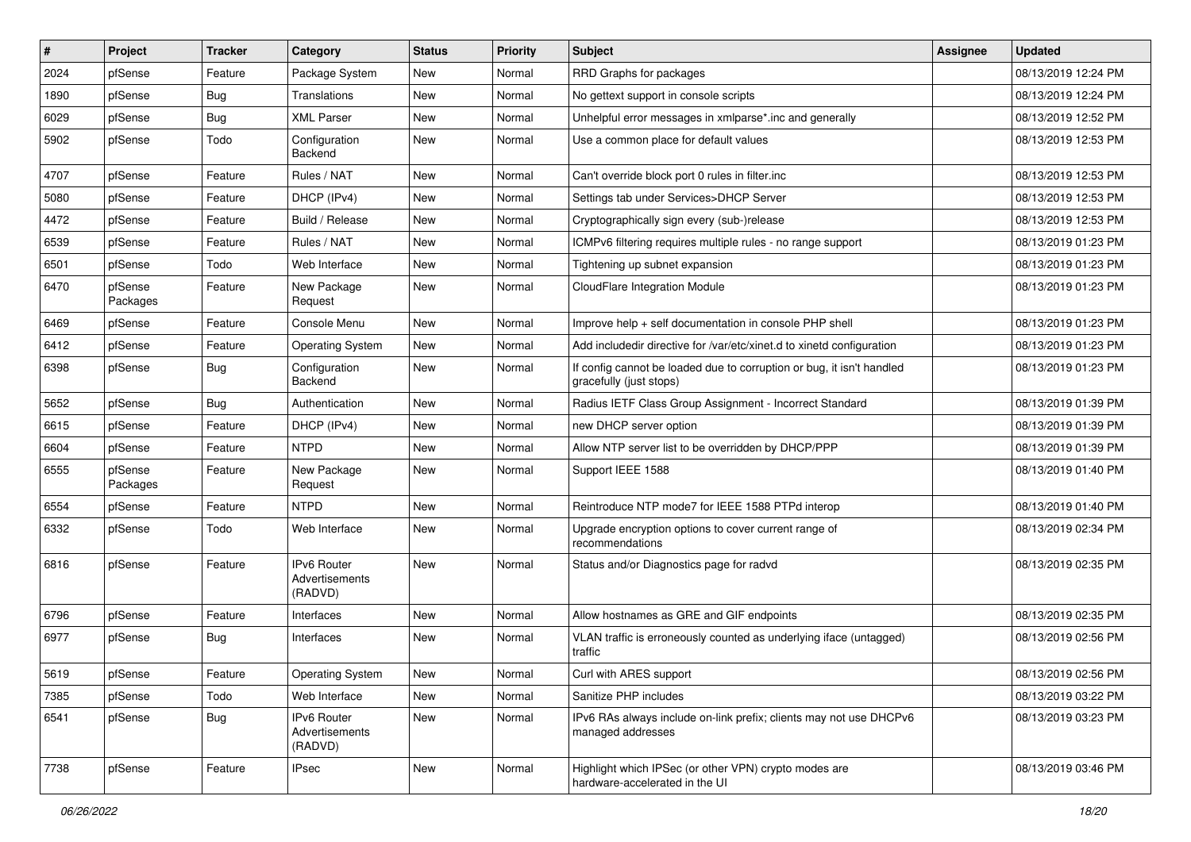| # | Project | Tracker | Category | Status | Priority | Subject | Assignee | Updated |
|---|---|---|---|---|---|---|---|---|
| 2024 | pfSense | Feature | Package System | New | Normal | RRD Graphs for packages | | 08/13/2019 12:24 PM |
| 1890 | pfSense | Bug | Translations | New | Normal | No gettext support in console scripts | | 08/13/2019 12:24 PM |
| 6029 | pfSense | Bug | XML Parser | New | Normal | Unhelpful error messages in xmlparse*.inc and generally | | 08/13/2019 12:52 PM |
| 5902 | pfSense | Todo | Configuration Backend | New | Normal | Use a common place for default values | | 08/13/2019 12:53 PM |
| 4707 | pfSense | Feature | Rules / NAT | New | Normal | Can't override block port 0 rules in filter.inc | | 08/13/2019 12:53 PM |
| 5080 | pfSense | Feature | DHCP (IPv4) | New | Normal | Settings tab under Services>DHCP Server | | 08/13/2019 12:53 PM |
| 4472 | pfSense | Feature | Build / Release | New | Normal | Cryptographically sign every (sub-)release | | 08/13/2019 12:53 PM |
| 6539 | pfSense | Feature | Rules / NAT | New | Normal | ICMPv6 filtering requires multiple rules - no range support | | 08/13/2019 01:23 PM |
| 6501 | pfSense | Todo | Web Interface | New | Normal | Tightening up subnet expansion | | 08/13/2019 01:23 PM |
| 6470 | pfSense Packages | Feature | New Package Request | New | Normal | CloudFlare Integration Module | | 08/13/2019 01:23 PM |
| 6469 | pfSense | Feature | Console Menu | New | Normal | Improve help + self documentation in console PHP shell | | 08/13/2019 01:23 PM |
| 6412 | pfSense | Feature | Operating System | New | Normal | Add includedir directive for /var/etc/xinet.d to xinetd configuration | | 08/13/2019 01:23 PM |
| 6398 | pfSense | Bug | Configuration Backend | New | Normal | If config cannot be loaded due to corruption or bug, it isn't handled gracefully (just stops) | | 08/13/2019 01:23 PM |
| 5652 | pfSense | Bug | Authentication | New | Normal | Radius IETF Class Group Assignment - Incorrect Standard | | 08/13/2019 01:39 PM |
| 6615 | pfSense | Feature | DHCP (IPv4) | New | Normal | new DHCP server option | | 08/13/2019 01:39 PM |
| 6604 | pfSense | Feature | NTPD | New | Normal | Allow NTP server list to be overridden by DHCP/PPP | | 08/13/2019 01:39 PM |
| 6555 | pfSense Packages | Feature | New Package Request | New | Normal | Support IEEE 1588 | | 08/13/2019 01:40 PM |
| 6554 | pfSense | Feature | NTPD | New | Normal | Reintroduce NTP mode7 for IEEE 1588 PTPd interop | | 08/13/2019 01:40 PM |
| 6332 | pfSense | Todo | Web Interface | New | Normal | Upgrade encryption options to cover current range of recommendations | | 08/13/2019 02:34 PM |
| 6816 | pfSense | Feature | IPv6 Router Advertisements (RADVD) | New | Normal | Status and/or Diagnostics page for radvd | | 08/13/2019 02:35 PM |
| 6796 | pfSense | Feature | Interfaces | New | Normal | Allow hostnames as GRE and GIF endpoints | | 08/13/2019 02:35 PM |
| 6977 | pfSense | Bug | Interfaces | New | Normal | VLAN traffic is erroneously counted as underlying iface (untagged) traffic | | 08/13/2019 02:56 PM |
| 5619 | pfSense | Feature | Operating System | New | Normal | Curl with ARES support | | 08/13/2019 02:56 PM |
| 7385 | pfSense | Todo | Web Interface | New | Normal | Sanitize PHP includes | | 08/13/2019 03:22 PM |
| 6541 | pfSense | Bug | IPv6 Router Advertisements (RADVD) | New | Normal | IPv6 RAs always include on-link prefix; clients may not use DHCPv6 managed addresses | | 08/13/2019 03:23 PM |
| 7738 | pfSense | Feature | IPsec | New | Normal | Highlight which IPSec (or other VPN) crypto modes are hardware-accelerated in the UI | | 08/13/2019 03:46 PM |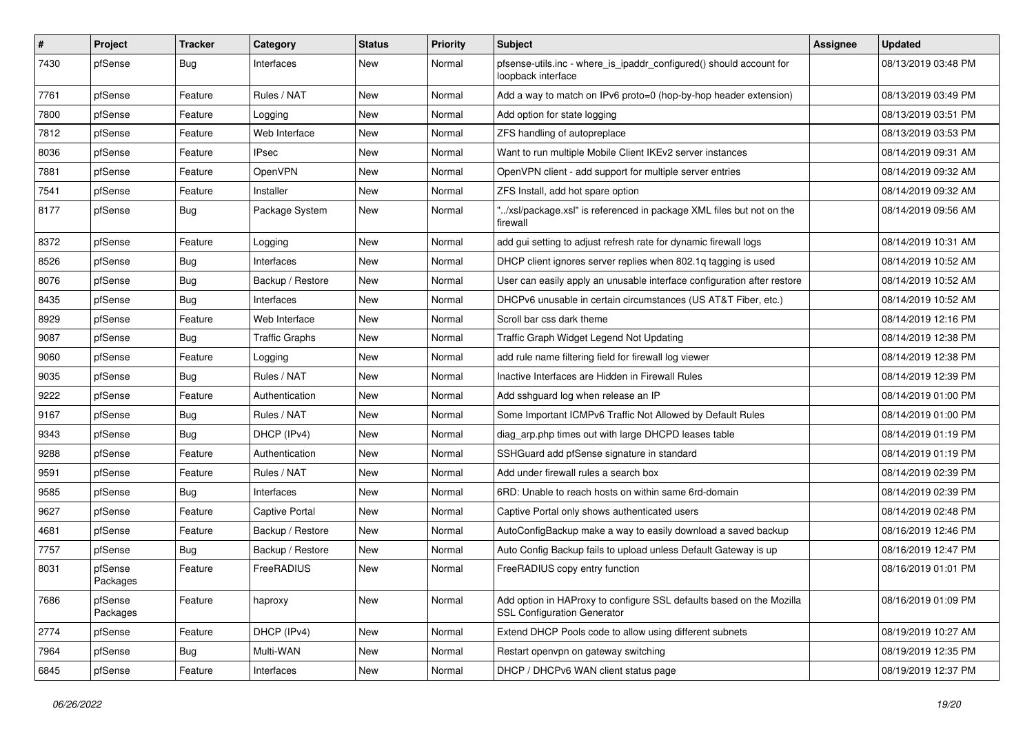| # | Project | Tracker | Category | Status | Priority | Subject | Assignee | Updated |
|---|---|---|---|---|---|---|---|---|
| 7430 | pfSense | Bug | Interfaces | New | Normal | pfsense-utils.inc - where_is_ipaddr_configured() should account for loopback interface | | 08/13/2019 03:48 PM |
| 7761 | pfSense | Feature | Rules / NAT | New | Normal | Add a way to match on IPv6 proto=0 (hop-by-hop header extension) | | 08/13/2019 03:49 PM |
| 7800 | pfSense | Feature | Logging | New | Normal | Add option for state logging | | 08/13/2019 03:51 PM |
| 7812 | pfSense | Feature | Web Interface | New | Normal | ZFS handling of autopreplace | | 08/13/2019 03:53 PM |
| 8036 | pfSense | Feature | IPsec | New | Normal | Want to run multiple Mobile Client IKEv2 server instances | | 08/14/2019 09:31 AM |
| 7881 | pfSense | Feature | OpenVPN | New | Normal | OpenVPN client - add support for multiple server entries | | 08/14/2019 09:32 AM |
| 7541 | pfSense | Feature | Installer | New | Normal | ZFS Install, add hot spare option | | 08/14/2019 09:32 AM |
| 8177 | pfSense | Bug | Package System | New | Normal | "../xsl/package.xsl" is referenced in package XML files but not on the firewall | | 08/14/2019 09:56 AM |
| 8372 | pfSense | Feature | Logging | New | Normal | add gui setting to adjust refresh rate for dynamic firewall logs | | 08/14/2019 10:31 AM |
| 8526 | pfSense | Bug | Interfaces | New | Normal | DHCP client ignores server replies when 802.1q tagging is used | | 08/14/2019 10:52 AM |
| 8076 | pfSense | Bug | Backup / Restore | New | Normal | User can easily apply an unusable interface configuration after restore | | 08/14/2019 10:52 AM |
| 8435 | pfSense | Bug | Interfaces | New | Normal | DHCPv6 unusable in certain circumstances (US AT&T Fiber, etc.) | | 08/14/2019 10:52 AM |
| 8929 | pfSense | Feature | Web Interface | New | Normal | Scroll bar css dark theme | | 08/14/2019 12:16 PM |
| 9087 | pfSense | Bug | Traffic Graphs | New | Normal | Traffic Graph Widget Legend Not Updating | | 08/14/2019 12:38 PM |
| 9060 | pfSense | Feature | Logging | New | Normal | add rule name filtering field for firewall log viewer | | 08/14/2019 12:38 PM |
| 9035 | pfSense | Bug | Rules / NAT | New | Normal | Inactive Interfaces are Hidden in Firewall Rules | | 08/14/2019 12:39 PM |
| 9222 | pfSense | Feature | Authentication | New | Normal | Add sshguard log when release an IP | | 08/14/2019 01:00 PM |
| 9167 | pfSense | Bug | Rules / NAT | New | Normal | Some Important ICMPv6 Traffic Not Allowed by Default Rules | | 08/14/2019 01:00 PM |
| 9343 | pfSense | Bug | DHCP (IPv4) | New | Normal | diag_arp.php times out with large DHCPD leases table | | 08/14/2019 01:19 PM |
| 9288 | pfSense | Feature | Authentication | New | Normal | SSHGuard add pfSense signature in standard | | 08/14/2019 01:19 PM |
| 9591 | pfSense | Feature | Rules / NAT | New | Normal | Add under firewall rules a search box | | 08/14/2019 02:39 PM |
| 9585 | pfSense | Bug | Interfaces | New | Normal | 6RD: Unable to reach hosts on within same 6rd-domain | | 08/14/2019 02:39 PM |
| 9627 | pfSense | Feature | Captive Portal | New | Normal | Captive Portal only shows authenticated users | | 08/14/2019 02:48 PM |
| 4681 | pfSense | Feature | Backup / Restore | New | Normal | AutoConfigBackup make a way to easily download a saved backup | | 08/16/2019 12:46 PM |
| 7757 | pfSense | Bug | Backup / Restore | New | Normal | Auto Config Backup fails to upload unless Default Gateway is up | | 08/16/2019 12:47 PM |
| 8031 | pfSense Packages | Feature | FreeRADIUS | New | Normal | FreeRADIUS copy entry function | | 08/16/2019 01:01 PM |
| 7686 | pfSense Packages | Feature | haproxy | New | Normal | Add option in HAProxy to configure SSL defaults based on the Mozilla SSL Configuration Generator | | 08/16/2019 01:09 PM |
| 2774 | pfSense | Feature | DHCP (IPv4) | New | Normal | Extend DHCP Pools code to allow using different subnets | | 08/19/2019 10:27 AM |
| 7964 | pfSense | Bug | Multi-WAN | New | Normal | Restart openvpn on gateway switching | | 08/19/2019 12:35 PM |
| 6845 | pfSense | Feature | Interfaces | New | Normal | DHCP / DHCPv6 WAN client status page | | 08/19/2019 12:37 PM |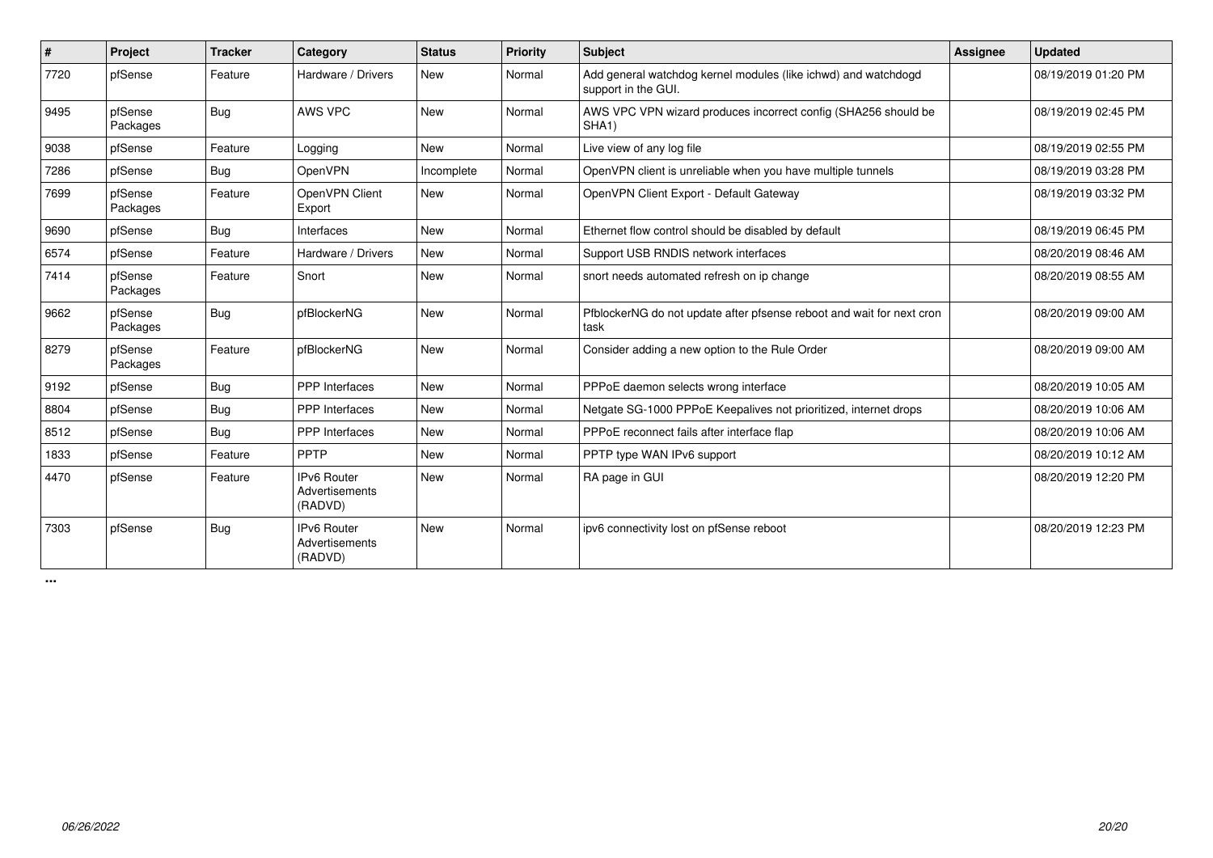| # | Project | Tracker | Category | Status | Priority | Subject | Assignee | Updated |
|---|---|---|---|---|---|---|---|---|
| 7720 | pfSense | Feature | Hardware / Drivers | New | Normal | Add general watchdog kernel modules (like ichwd) and watchdogd support in the GUI. | | 08/19/2019 01:20 PM |
| 9495 | pfSense Packages | Bug | AWS VPC | New | Normal | AWS VPC VPN wizard produces incorrect config (SHA256 should be SHA1) | | 08/19/2019 02:45 PM |
| 9038 | pfSense | Feature | Logging | New | Normal | Live view of any log file | | 08/19/2019 02:55 PM |
| 7286 | pfSense | Bug | OpenVPN | Incomplete | Normal | OpenVPN client is unreliable when you have multiple tunnels | | 08/19/2019 03:28 PM |
| 7699 | pfSense Packages | Feature | OpenVPN Client Export | New | Normal | OpenVPN Client Export - Default Gateway | | 08/19/2019 03:32 PM |
| 9690 | pfSense | Bug | Interfaces | New | Normal | Ethernet flow control should be disabled by default | | 08/19/2019 06:45 PM |
| 6574 | pfSense | Feature | Hardware / Drivers | New | Normal | Support USB RNDIS network interfaces | | 08/20/2019 08:46 AM |
| 7414 | pfSense Packages | Feature | Snort | New | Normal | snort needs automated refresh on ip change | | 08/20/2019 08:55 AM |
| 9662 | pfSense Packages | Bug | pfBlockerNG | New | Normal | PfblockerNG do not update after pfsense reboot and wait for next cron task | | 08/20/2019 09:00 AM |
| 8279 | pfSense Packages | Feature | pfBlockerNG | New | Normal | Consider adding a new option to the Rule Order | | 08/20/2019 09:00 AM |
| 9192 | pfSense | Bug | PPP Interfaces | New | Normal | PPPoE daemon selects wrong interface | | 08/20/2019 10:05 AM |
| 8804 | pfSense | Bug | PPP Interfaces | New | Normal | Netgate SG-1000 PPPoE Keepalives not prioritized, internet drops | | 08/20/2019 10:06 AM |
| 8512 | pfSense | Bug | PPP Interfaces | New | Normal | PPPoE reconnect fails after interface flap | | 08/20/2019 10:06 AM |
| 1833 | pfSense | Feature | PPTP | New | Normal | PPTP type WAN IPv6 support | | 08/20/2019 10:12 AM |
| 4470 | pfSense | Feature | IPv6 Router Advertisements (RADVD) | New | Normal | RA page in GUI | | 08/20/2019 12:20 PM |
| 7303 | pfSense | Bug | IPv6 Router Advertisements (RADVD) | New | Normal | ipv6 connectivity lost on pfSense reboot | | 08/20/2019 12:23 PM |

...